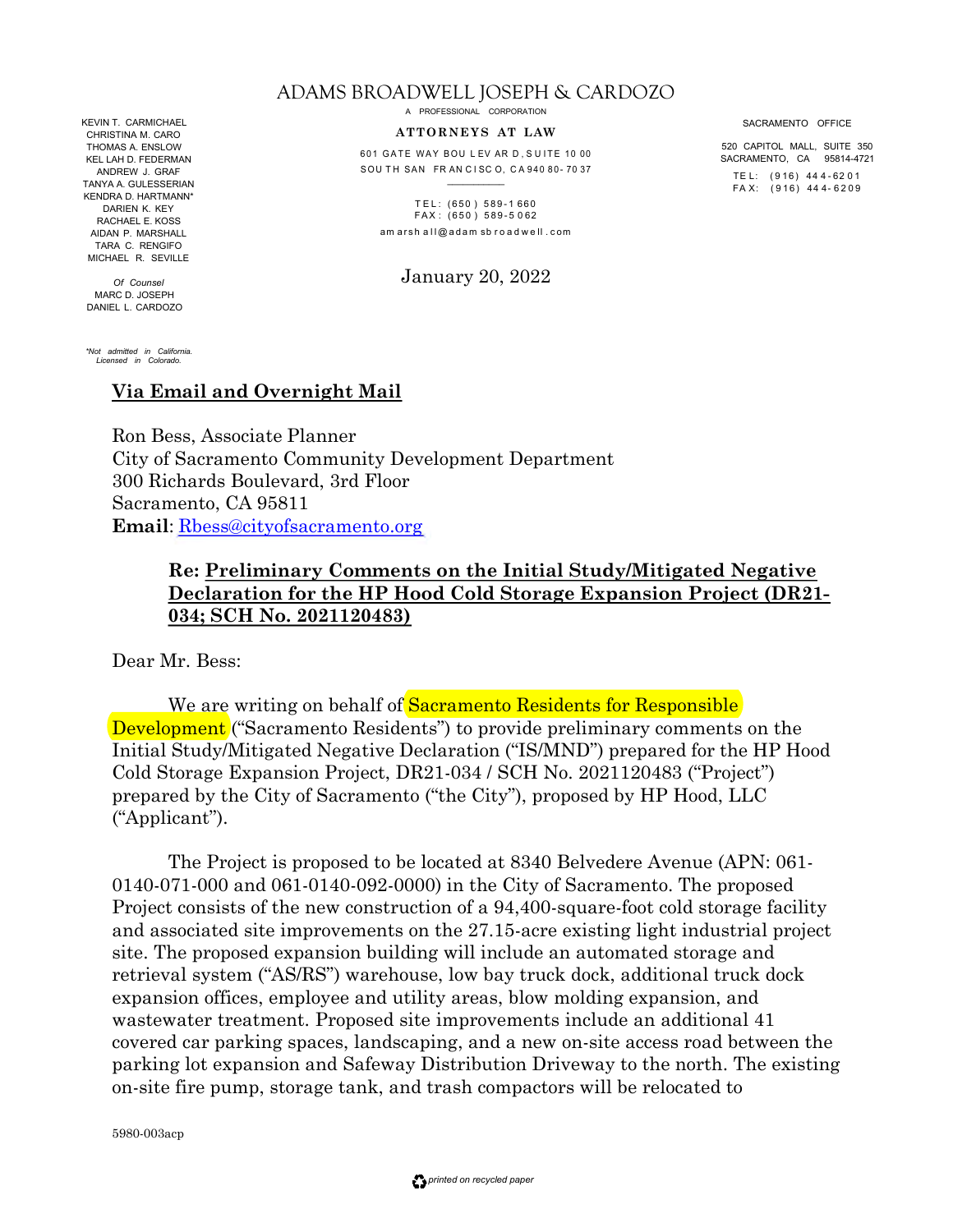ADAMS BROADWELL JOSEPH & CARDOZO

A PROFESSIONAL CORPORATION

**ATTORNEYS AT LAW**

601 GATEWAY BOULEVARD, SUITE 1000
SOUTH SAN FRANCISCO, CA 94080-7037

TEL: (650) 589-1660
FAX: (650) 589-5062
amarshall@adamsbroadwell.com

KEVIN T. CARMICHAEL
CHRISTINA M. CARO
THOMAS A. ENSLOW
KEL LAH D. FEDERMAN
ANDREW J. GRAF
TANYA A. GULESSERIAN
KENDRA D. HARTMANN*
DARIEN K. KEY
RACHAEL E. KOSS
AIDAN P. MARSHALL
TARA C. RENGIFO
MICHAEL R. SEVILLE

*Of Counsel*
MARC D. JOSEPH
DANIEL L. CARDOZO

*Not admitted in California. Licensed in Colorado.

SACRAMENTO OFFICE

520 CAPITOL MALL, SUITE 350
SACRAMENTO, CA 95814-4721

TEL: (916) 444-6201
FAX: (916) 444-6209

January 20, 2022

**Via Email and Overnight Mail**

Ron Bess, Associate Planner
City of Sacramento Community Development Department
300 Richards Boulevard, 3rd Floor
Sacramento, CA 95811
**Email**: Rbess@cityofsacramento.org

**Re: Preliminary Comments on the Initial Study/Mitigated Negative Declaration for the HP Hood Cold Storage Expansion Project (DR21-034; SCH No. 2021120483)**

Dear Mr. Bess:

We are writing on behalf of Sacramento Residents for Responsible Development ("Sacramento Residents") to provide preliminary comments on the Initial Study/Mitigated Negative Declaration ("IS/MND") prepared for the HP Hood Cold Storage Expansion Project, DR21-034 / SCH No. 2021120483 ("Project") prepared by the City of Sacramento ("the City"), proposed by HP Hood, LLC ("Applicant").

The Project is proposed to be located at 8340 Belvedere Avenue (APN: 061-0140-071-000 and 061-0140-092-0000) in the City of Sacramento. The proposed Project consists of the new construction of a 94,400-square-foot cold storage facility and associated site improvements on the 27.15-acre existing light industrial project site. The proposed expansion building will include an automated storage and retrieval system ("AS/RS") warehouse, low bay truck dock, additional truck dock expansion offices, employee and utility areas, blow molding expansion, and wastewater treatment. Proposed site improvements include an additional 41 covered car parking spaces, landscaping, and a new on-site access road between the parking lot expansion and Safeway Distribution Driveway to the north. The existing on-site fire pump, storage tank, and trash compactors will be relocated to

5980-003acp

printed on recycled paper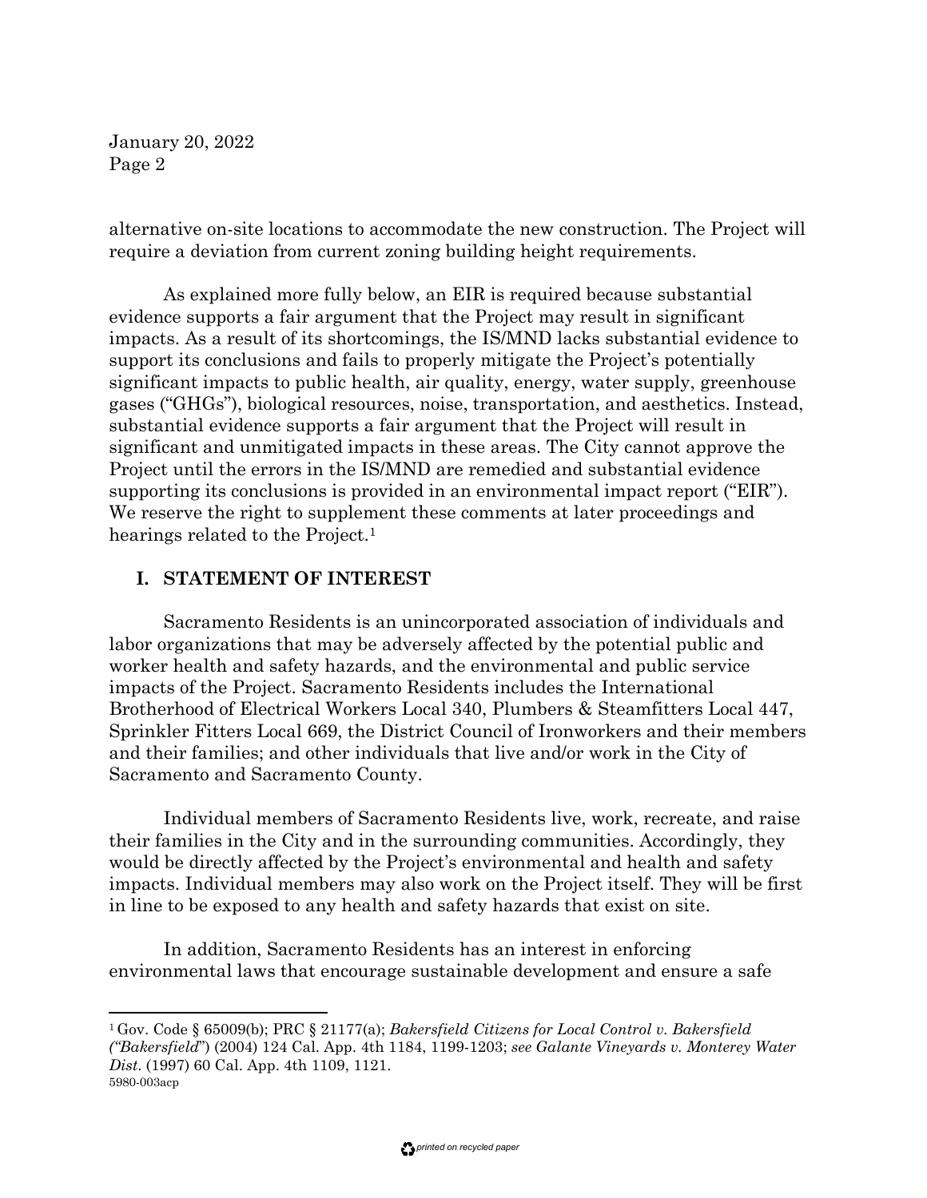alternative on-site locations to accommodate the new construction. The Project will require a deviation from current zoning building height requirements.

As explained more fully below, an EIR is required because substantial evidence supports a fair argument that the Project may result in significant impacts. As a result of its shortcomings, the IS/MND lacks substantial evidence to support its conclusions and fails to properly mitigate the Project's potentially significant impacts to public health, air quality, energy, water supply, greenhouse gases ("GHGs"), biological resources, noise, transportation, and aesthetics. Instead, substantial evidence supports a fair argument that the Project will result in significant and unmitigated impacts in these areas. The City cannot approve the Project until the errors in the IS/MND are remedied and substantial evidence supporting its conclusions is provided in an environmental impact report ("EIR"). We reserve the right to supplement these comments at later proceedings and hearings related to the Project.[1]

## I. STATEMENT OF INTEREST

Sacramento Residents is an unincorporated association of individuals and labor organizations that may be adversely affected by the potential public and worker health and safety hazards, and the environmental and public service impacts of the Project. Sacramento Residents includes the International Brotherhood of Electrical Workers Local 340, Plumbers & Steamfitters Local 447, Sprinkler Fitters Local 669, the District Council of Ironworkers and their members and their families; and other individuals that live and/or work in the City of Sacramento and Sacramento County.

Individual members of Sacramento Residents live, work, recreate, and raise their families in the City and in the surrounding communities. Accordingly, they would be directly affected by the Project's environmental and health and safety impacts. Individual members may also work on the Project itself. They will be first in line to be exposed to any health and safety hazards that exist on site.

In addition, Sacramento Residents has an interest in enforcing environmental laws that encourage sustainable development and ensure a safe

---

[1] Gov. Code § 65009(b); PRC § 21177(a); *Bakersfield Citizens for Local Control v. Bakersfield ("Bakersfield")* (2004) 124 Cal. App. 4th 1184, 1199-1203; *see Galante Vineyards v. Monterey Water Dist.* (1997) 60 Cal. App. 4th 1109, 1121.

5980-003acp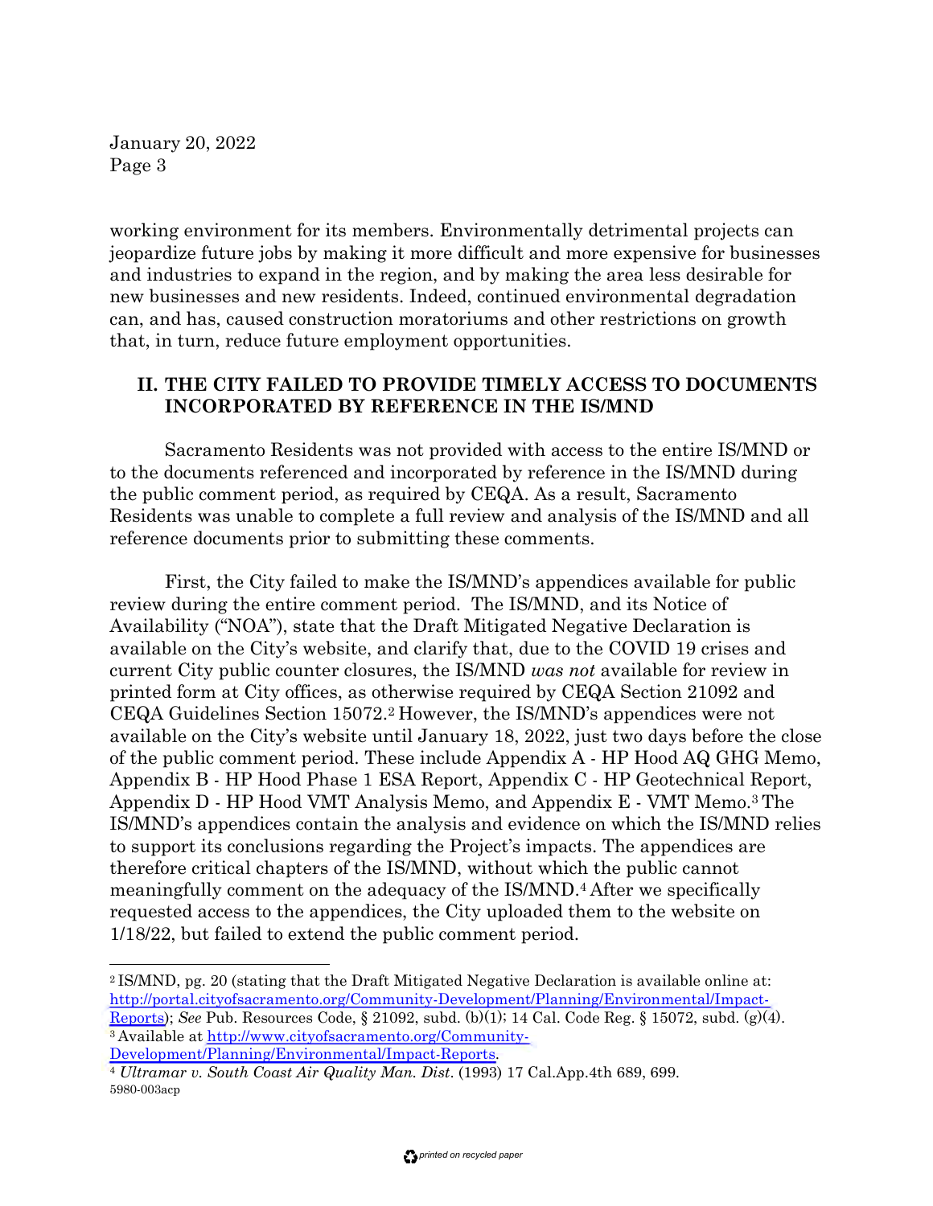working environment for its members. Environmentally detrimental projects can jeopardize future jobs by making it more difficult and more expensive for businesses and industries to expand in the region, and by making the area less desirable for new businesses and new residents. Indeed, continued environmental degradation can, and has, caused construction moratoriums and other restrictions on growth that, in turn, reduce future employment opportunities.

## II. THE CITY FAILED TO PROVIDE TIMELY ACCESS TO DOCUMENTS INCORPORATED BY REFERENCE IN THE IS/MND

Sacramento Residents was not provided with access to the entire IS/MND or to the documents referenced and incorporated by reference in the IS/MND during the public comment period, as required by CEQA. As a result, Sacramento Residents was unable to complete a full review and analysis of the IS/MND and all reference documents prior to submitting these comments.

First, the City failed to make the IS/MND's appendices available for public review during the entire comment period. The IS/MND, and its Notice of Availability ("NOA"), state that the Draft Mitigated Negative Declaration is available on the City's website, and clarify that, due to the COVID 19 crises and current City public counter closures, the IS/MND *was not* available for review in printed form at City offices, as otherwise required by CEQA Section 21092 and CEQA Guidelines Section 15072.[2] However, the IS/MND's appendices were not available on the City's website until January 18, 2022, just two days before the close of the public comment period. These include Appendix A - HP Hood AQ GHG Memo, Appendix B - HP Hood Phase 1 ESA Report, Appendix C - HP Geotechnical Report, Appendix D - HP Hood VMT Analysis Memo, and Appendix E - VMT Memo.[3] The IS/MND's appendices contain the analysis and evidence on which the IS/MND relies to support its conclusions regarding the Project's impacts. The appendices are therefore critical chapters of the IS/MND, without which the public cannot meaningfully comment on the adequacy of the IS/MND.[4] After we specifically requested access to the appendices, the City uploaded them to the website on 1/18/22, but failed to extend the public comment period.

---

[2] IS/MND, pg. 20 (stating that the Draft Mitigated Negative Declaration is available online at: http://portal.cityofsacramento.org/Community-Development/Planning/Environmental/Impact-Reports); *See* Pub. Resources Code, § 21092, subd. (b)(1); 14 Cal. Code Reg. § 15072, subd. (g)(4).

[3] Available at http://www.cityofsacramento.org/Community-Development/Planning/Environmental/Impact-Reports.

[4] *Ultramar v. South Coast Air Quality Man. Dist.* (1993) 17 Cal.App.4th 689, 699.

5980-003acp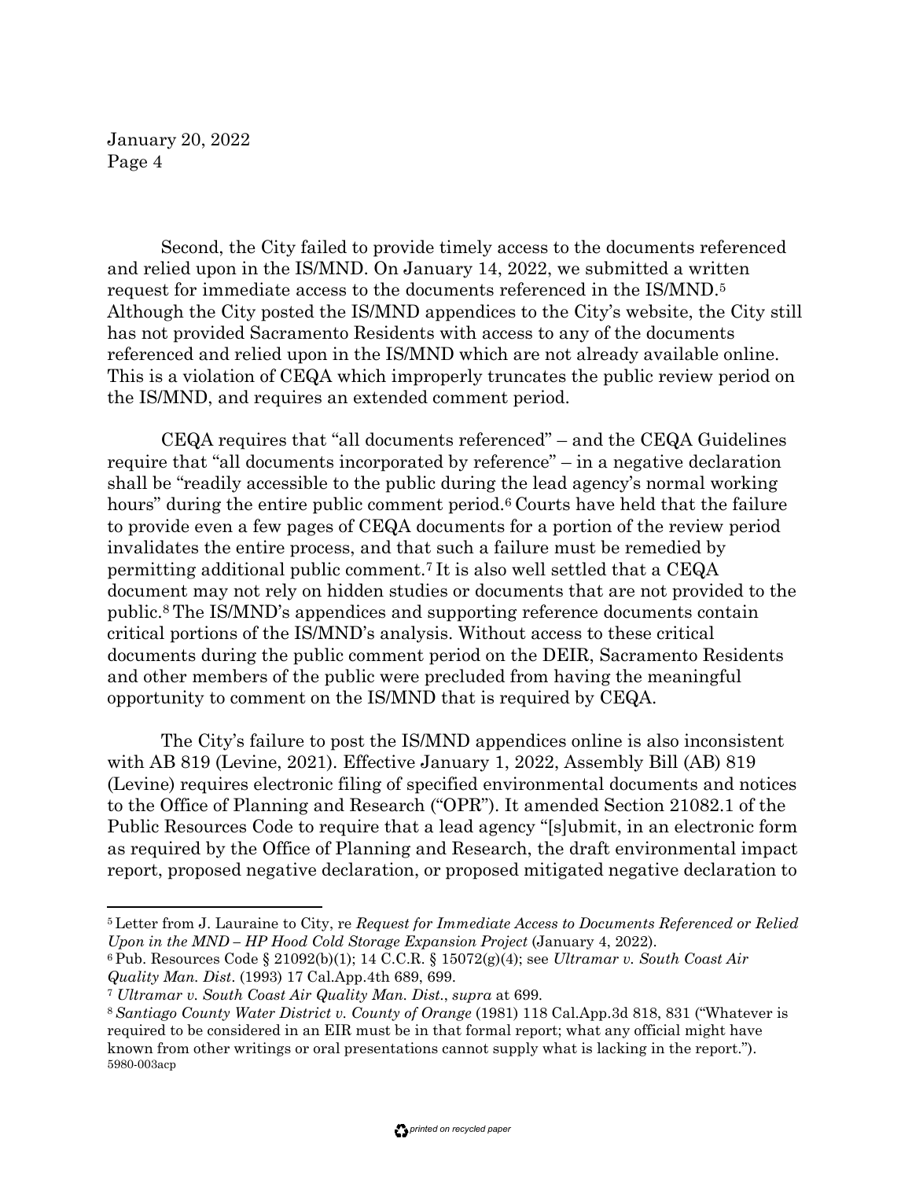Second, the City failed to provide timely access to the documents referenced and relied upon in the IS/MND. On January 14, 2022, we submitted a written request for immediate access to the documents referenced in the IS/MND.[5] Although the City posted the IS/MND appendices to the City's website, the City still has not provided Sacramento Residents with access to any of the documents referenced and relied upon in the IS/MND which are not already available online. This is a violation of CEQA which improperly truncates the public review period on the IS/MND, and requires an extended comment period.

CEQA requires that "all documents referenced" – and the CEQA Guidelines require that "all documents incorporated by reference" – in a negative declaration shall be "readily accessible to the public during the lead agency's normal working hours" during the entire public comment period.[6] Courts have held that the failure to provide even a few pages of CEQA documents for a portion of the review period invalidates the entire process, and that such a failure must be remedied by permitting additional public comment.[7] It is also well settled that a CEQA document may not rely on hidden studies or documents that are not provided to the public.[8] The IS/MND's appendices and supporting reference documents contain critical portions of the IS/MND's analysis. Without access to these critical documents during the public comment period on the DEIR, Sacramento Residents and other members of the public were precluded from having the meaningful opportunity to comment on the IS/MND that is required by CEQA.

The City's failure to post the IS/MND appendices online is also inconsistent with AB 819 (Levine, 2021). Effective January 1, 2022, Assembly Bill (AB) 819 (Levine) requires electronic filing of specified environmental documents and notices to the Office of Planning and Research ("OPR"). It amended Section 21082.1 of the Public Resources Code to require that a lead agency "[s]ubmit, in an electronic form as required by the Office of Planning and Research, the draft environmental impact report, proposed negative declaration, or proposed mitigated negative declaration to

---

[5] Letter from J. Lauraine to City, re *Request for Immediate Access to Documents Referenced or Relied Upon in the MND – HP Hood Cold Storage Expansion Project* (January 4, 2022).

[6] Pub. Resources Code § 21092(b)(1); 14 C.C.R. § 15072(g)(4); see *Ultramar v. South Coast Air Quality Man. Dist*. (1993) 17 Cal.App.4th 689, 699.

[7] *Ultramar v. South Coast Air Quality Man. Dist*., *supra* at 699.

[8] *Santiago County Water District v. County of Orange* (1981) 118 Cal.App.3d 818, 831 ("Whatever is required to be considered in an EIR must be in that formal report; what any official might have known from other writings or oral presentations cannot supply what is lacking in the report.").

5980-003acp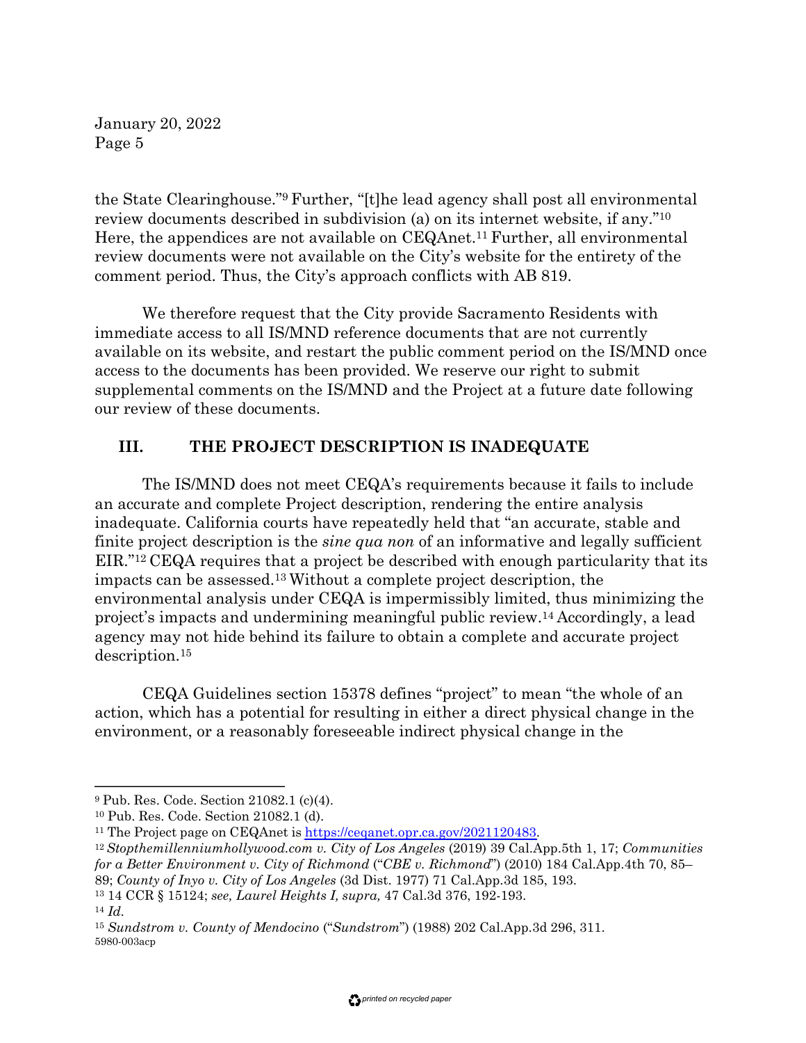the State Clearinghouse."[9] Further, "[t]he lead agency shall post all environmental review documents described in subdivision (a) on its internet website, if any."[10] Here, the appendices are not available on CEQAnet.[11] Further, all environmental review documents were not available on the City's website for the entirety of the comment period. Thus, the City's approach conflicts with AB 819.

We therefore request that the City provide Sacramento Residents with immediate access to all IS/MND reference documents that are not currently available on its website, and restart the public comment period on the IS/MND once access to the documents has been provided. We reserve our right to submit supplemental comments on the IS/MND and the Project at a future date following our review of these documents.

## III. THE PROJECT DESCRIPTION IS INADEQUATE

The IS/MND does not meet CEQA's requirements because it fails to include an accurate and complete Project description, rendering the entire analysis inadequate. California courts have repeatedly held that "an accurate, stable and finite project description is the *sine qua non* of an informative and legally sufficient EIR."[12] CEQA requires that a project be described with enough particularity that its impacts can be assessed.[13] Without a complete project description, the environmental analysis under CEQA is impermissibly limited, thus minimizing the project's impacts and undermining meaningful public review.[14] Accordingly, a lead agency may not hide behind its failure to obtain a complete and accurate project description.[15]

CEQA Guidelines section 15378 defines "project" to mean "the whole of an action, which has a potential for resulting in either a direct physical change in the environment, or a reasonably foreseeable indirect physical change in the

---

[9] Pub. Res. Code. Section 21082.1 (c)(4).

[10] Pub. Res. Code. Section 21082.1 (d).

[11] The Project page on CEQAnet is https://ceqanet.opr.ca.gov/2021120483.

[12] *Stopthemillenniumhollywood.com v. City of Los Angeles* (2019) 39 Cal.App.5th 1, 17; *Communities for a Better Environment v. City of Richmond* ("*CBE v. Richmond*") (2010) 184 Cal.App.4th 70, 85–89; *County of Inyo v. City of Los Angeles* (3d Dist. 1977) 71 Cal.App.3d 185, 193.

[13] 14 CCR § 15124; *see, Laurel Heights I, supra,* 47 Cal.3d 376, 192-193.

[14] *Id*.

[15] *Sundstrom v. County of Mendocino* ("*Sundstrom*") (1988) 202 Cal.App.3d 296, 311.

5980-003acp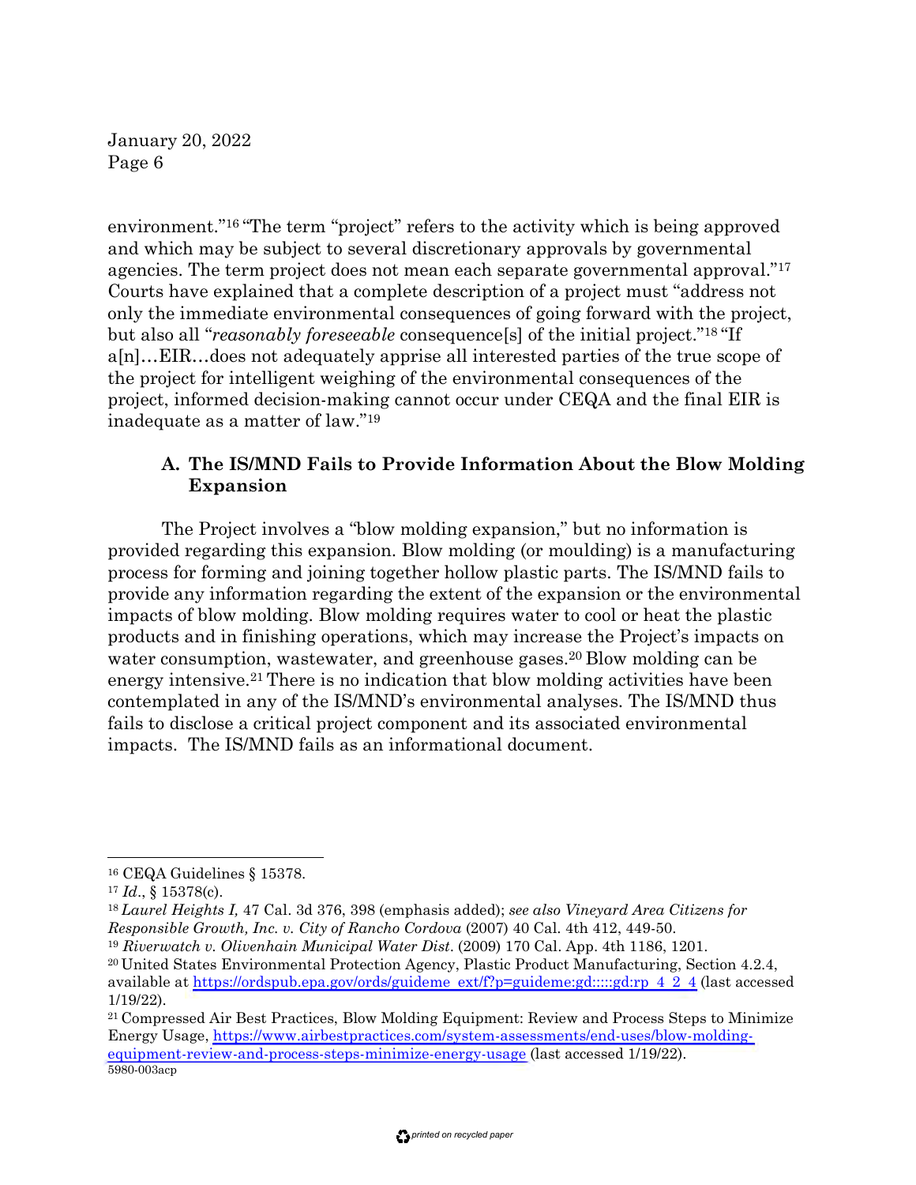environment."[16] "The term "project" refers to the activity which is being approved and which may be subject to several discretionary approvals by governmental agencies. The term project does not mean each separate governmental approval."[17] Courts have explained that a complete description of a project must "address not only the immediate environmental consequences of going forward with the project, but also all "*reasonably foreseeable* consequence[s] of the initial project."[18] "If a[n]…EIR…does not adequately apprise all interested parties of the true scope of the project for intelligent weighing of the environmental consequences of the project, informed decision-making cannot occur under CEQA and the final EIR is inadequate as a matter of law."[19]

### A. The IS/MND Fails to Provide Information About the Blow Molding Expansion

The Project involves a "blow molding expansion," but no information is provided regarding this expansion. Blow molding (or moulding) is a manufacturing process for forming and joining together hollow plastic parts. The IS/MND fails to provide any information regarding the extent of the expansion or the environmental impacts of blow molding. Blow molding requires water to cool or heat the plastic products and in finishing operations, which may increase the Project's impacts on water consumption, wastewater, and greenhouse gases.[20] Blow molding can be energy intensive.[21] There is no indication that blow molding activities have been contemplated in any of the IS/MND's environmental analyses. The IS/MND thus fails to disclose a critical project component and its associated environmental impacts. The IS/MND fails as an informational document.

---

[16] CEQA Guidelines § 15378.

[17] *Id*., § 15378(c).

[18] *Laurel Heights I,* 47 Cal. 3d 376, 398 (emphasis added); *see also Vineyard Area Citizens for Responsible Growth, Inc. v. City of Rancho Cordova* (2007) 40 Cal. 4th 412, 449-50.

[19] *Riverwatch v. Olivenhain Municipal Water Dist*. (2009) 170 Cal. App. 4th 1186, 1201.

[20] United States Environmental Protection Agency, Plastic Product Manufacturing, Section 4.2.4, available at https://ordspub.epa.gov/ords/guideme_ext/f?p=guideme:gd:::::gd:rp_4_2_4 (last accessed 1/19/22).

[21] Compressed Air Best Practices, Blow Molding Equipment: Review and Process Steps to Minimize Energy Usage, https://www.airbestpractices.com/system-assessments/end-uses/blow-molding-equipment-review-and-process-steps-minimize-energy-usage (last accessed 1/19/22).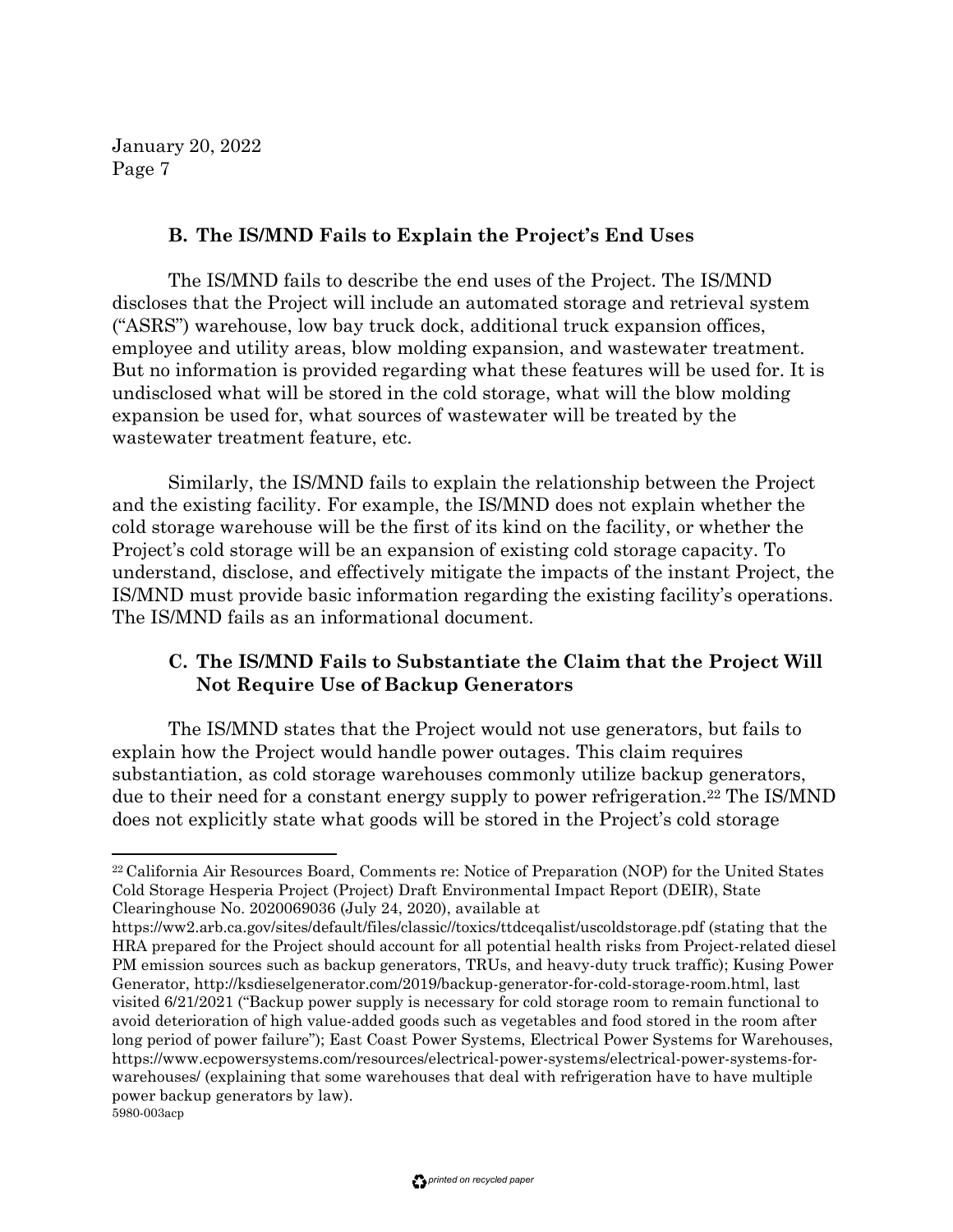January 20, 2022
Page 7

### B. The IS/MND Fails to Explain the Project's End Uses

The IS/MND fails to describe the end uses of the Project. The IS/MND discloses that the Project will include an automated storage and retrieval system ("ASRS") warehouse, low bay truck dock, additional truck expansion offices, employee and utility areas, blow molding expansion, and wastewater treatment. But no information is provided regarding what these features will be used for. It is undisclosed what will be stored in the cold storage, what will the blow molding expansion be used for, what sources of wastewater will be treated by the wastewater treatment feature, etc.

Similarly, the IS/MND fails to explain the relationship between the Project and the existing facility. For example, the IS/MND does not explain whether the cold storage warehouse will be the first of its kind on the facility, or whether the Project's cold storage will be an expansion of existing cold storage capacity. To understand, disclose, and effectively mitigate the impacts of the instant Project, the IS/MND must provide basic information regarding the existing facility's operations. The IS/MND fails as an informational document.

### C. The IS/MND Fails to Substantiate the Claim that the Project Will Not Require Use of Backup Generators

The IS/MND states that the Project would not use generators, but fails to explain how the Project would handle power outages. This claim requires substantiation, as cold storage warehouses commonly utilize backup generators, due to their need for a constant energy supply to power refrigeration.[22] The IS/MND does not explicitly state what goods will be stored in the Project's cold storage

---

[22] California Air Resources Board, Comments re: Notice of Preparation (NOP) for the United States Cold Storage Hesperia Project (Project) Draft Environmental Impact Report (DEIR), State Clearinghouse No. 2020069036 (July 24, 2020), available at https://ww2.arb.ca.gov/sites/default/files/classic//toxics/ttdceqalist/uscoldstorage.pdf (stating that the HRA prepared for the Project should account for all potential health risks from Project-related diesel PM emission sources such as backup generators, TRUs, and heavy-duty truck traffic); Kusing Power Generator, http://ksdieselgenerator.com/2019/backup-generator-for-cold-storage-room.html, last visited 6/21/2021 ("Backup power supply is necessary for cold storage room to remain functional to avoid deterioration of high value-added goods such as vegetables and food stored in the room after long period of power failure"); East Coast Power Systems, Electrical Power Systems for Warehouses, https://www.ecpowersystems.com/resources/electrical-power-systems/electrical-power-systems-for-warehouses/ (explaining that some warehouses that deal with refrigeration have to have multiple power backup generators by law).

5980-003acp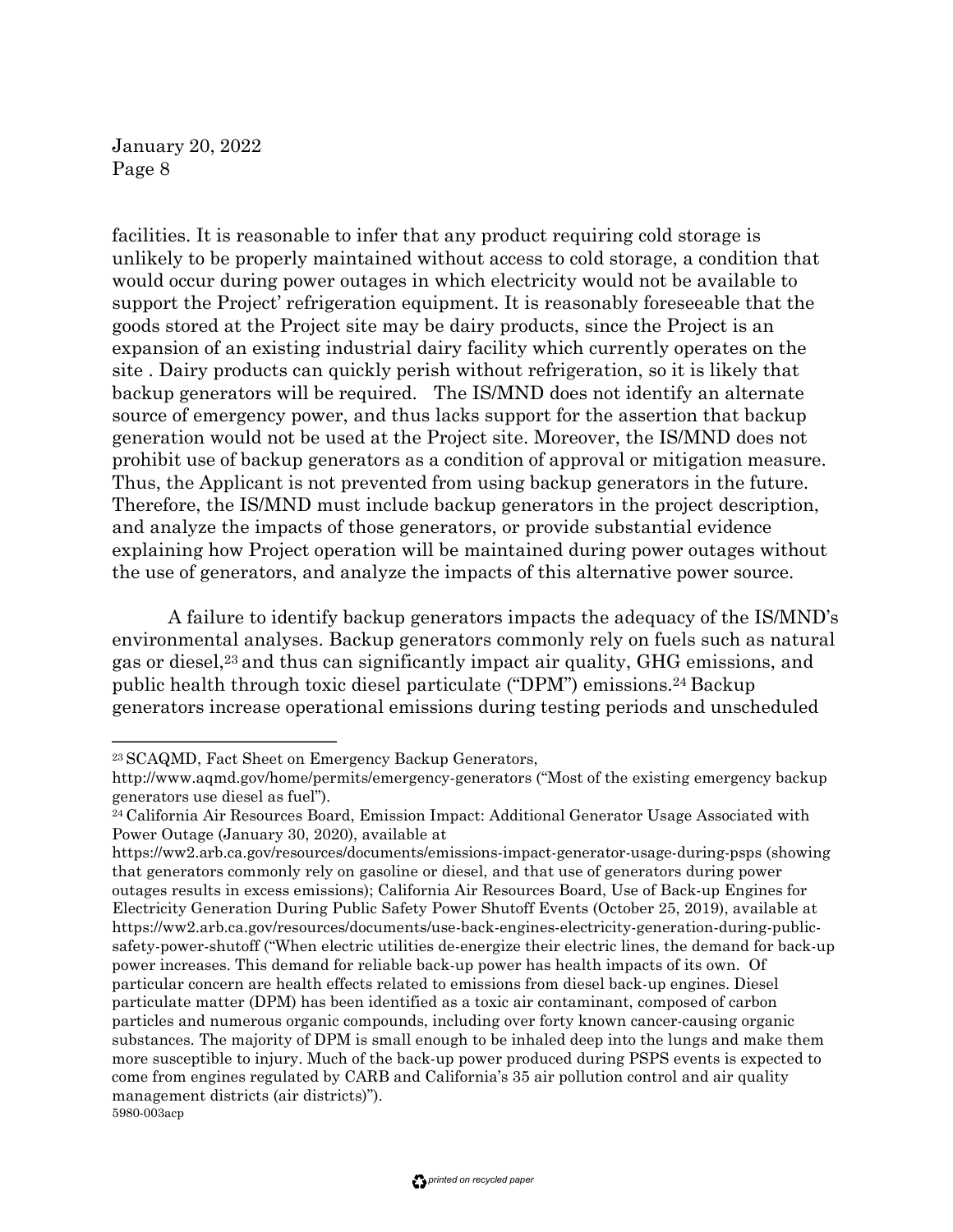facilities. It is reasonable to infer that any product requiring cold storage is unlikely to be properly maintained without access to cold storage, a condition that would occur during power outages in which electricity would not be available to support the Project' refrigeration equipment. It is reasonably foreseeable that the goods stored at the Project site may be dairy products, since the Project is an expansion of an existing industrial dairy facility which currently operates on the site . Dairy products can quickly perish without refrigeration, so it is likely that backup generators will be required. The IS/MND does not identify an alternate source of emergency power, and thus lacks support for the assertion that backup generation would not be used at the Project site. Moreover, the IS/MND does not prohibit use of backup generators as a condition of approval or mitigation measure. Thus, the Applicant is not prevented from using backup generators in the future. Therefore, the IS/MND must include backup generators in the project description, and analyze the impacts of those generators, or provide substantial evidence explaining how Project operation will be maintained during power outages without the use of generators, and analyze the impacts of this alternative power source.

A failure to identify backup generators impacts the adequacy of the IS/MND's environmental analyses. Backup generators commonly rely on fuels such as natural gas or diesel,[23] and thus can significantly impact air quality, GHG emissions, and public health through toxic diesel particulate ("DPM") emissions.[24] Backup generators increase operational emissions during testing periods and unscheduled

---

[23] SCAQMD, Fact Sheet on Emergency Backup Generators, http://www.aqmd.gov/home/permits/emergency-generators ("Most of the existing emergency backup generators use diesel as fuel").

[24] California Air Resources Board, Emission Impact: Additional Generator Usage Associated with Power Outage (January 30, 2020), available at https://ww2.arb.ca.gov/resources/documents/emissions-impact-generator-usage-during-psps (showing that generators commonly rely on gasoline or diesel, and that use of generators during power outages results in excess emissions); California Air Resources Board, Use of Back-up Engines for Electricity Generation During Public Safety Power Shutoff Events (October 25, 2019), available at https://ww2.arb.ca.gov/resources/documents/use-back-engines-electricity-generation-during-public-safety-power-shutoff ("When electric utilities de-energize their electric lines, the demand for back-up power increases. This demand for reliable back-up power has health impacts of its own. Of particular concern are health effects related to emissions from diesel back-up engines. Diesel particulate matter (DPM) has been identified as a toxic air contaminant, composed of carbon particles and numerous organic compounds, including over forty known cancer-causing organic substances. The majority of DPM is small enough to be inhaled deep into the lungs and make them more susceptible to injury. Much of the back-up power produced during PSPS events is expected to come from engines regulated by CARB and California's 35 air pollution control and air quality management districts (air districts)").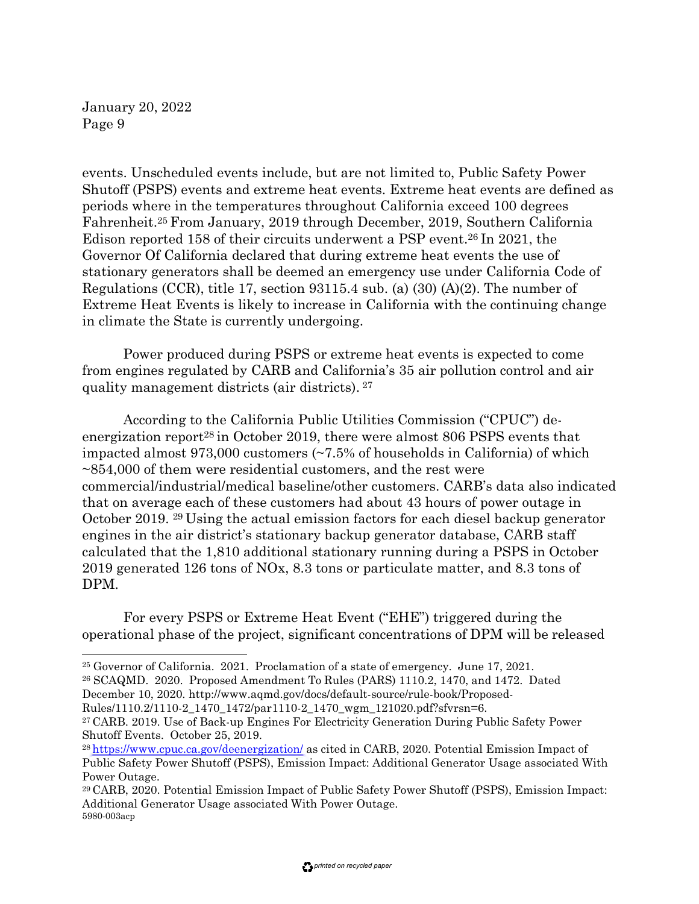events. Unscheduled events include, but are not limited to, Public Safety Power Shutoff (PSPS) events and extreme heat events. Extreme heat events are defined as periods where in the temperatures throughout California exceed 100 degrees Fahrenheit.[25] From January, 2019 through December, 2019, Southern California Edison reported 158 of their circuits underwent a PSP event.[26] In 2021, the Governor Of California declared that during extreme heat events the use of stationary generators shall be deemed an emergency use under California Code of Regulations (CCR), title 17, section 93115.4 sub. (a) (30) (A)(2). The number of Extreme Heat Events is likely to increase in California with the continuing change in climate the State is currently undergoing.

Power produced during PSPS or extreme heat events is expected to come from engines regulated by CARB and California's 35 air pollution control and air quality management districts (air districts). [27]

According to the California Public Utilities Commission ("CPUC") de-energization report[28] in October 2019, there were almost 806 PSPS events that impacted almost 973,000 customers (~7.5% of households in California) of which ~854,000 of them were residential customers, and the rest were commercial/industrial/medical baseline/other customers. CARB's data also indicated that on average each of these customers had about 43 hours of power outage in October 2019. [29] Using the actual emission factors for each diesel backup generator engines in the air district's stationary backup generator database, CARB staff calculated that the 1,810 additional stationary running during a PSPS in October 2019 generated 126 tons of NOx, 8.3 tons or particulate matter, and 8.3 tons of DPM.

For every PSPS or Extreme Heat Event ("EHE") triggered during the operational phase of the project, significant concentrations of DPM will be released

---

[25] Governor of California. 2021. Proclamation of a state of emergency. June 17, 2021.

[26] SCAQMD. 2020. Proposed Amendment To Rules (PARS) 1110.2, 1470, and 1472. Dated December 10, 2020. http://www.aqmd.gov/docs/default-source/rule-book/Proposed-Rules/1110.2/1110-2_1470_1472/par1110-2_1470_wgm_121020.pdf?sfvrsn=6.

[27] CARB. 2019. Use of Back-up Engines For Electricity Generation During Public Safety Power Shutoff Events. October 25, 2019.

[28] https://www.cpuc.ca.gov/deenergization/ as cited in CARB, 2020. Potential Emission Impact of Public Safety Power Shutoff (PSPS), Emission Impact: Additional Generator Usage associated With Power Outage.

[29] CARB, 2020. Potential Emission Impact of Public Safety Power Shutoff (PSPS), Emission Impact: Additional Generator Usage associated With Power Outage.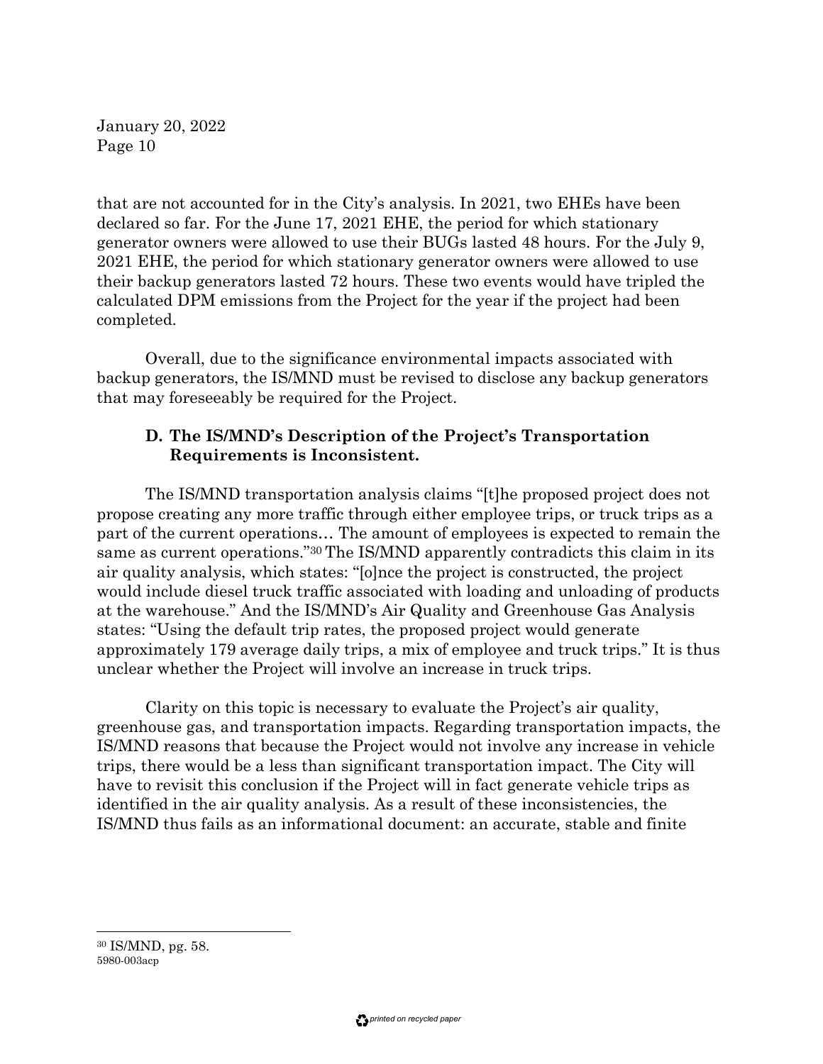that are not accounted for in the City's analysis. In 2021, two EHEs have been declared so far. For the June 17, 2021 EHE, the period for which stationary generator owners were allowed to use their BUGs lasted 48 hours. For the July 9, 2021 EHE, the period for which stationary generator owners were allowed to use their backup generators lasted 72 hours. These two events would have tripled the calculated DPM emissions from the Project for the year if the project had been completed.

Overall, due to the significance environmental impacts associated with backup generators, the IS/MND must be revised to disclose any backup generators that may foreseeably be required for the Project.

### D. The IS/MND's Description of the Project's Transportation Requirements is Inconsistent.

The IS/MND transportation analysis claims "[t]he proposed project does not propose creating any more traffic through either employee trips, or truck trips as a part of the current operations… The amount of employees is expected to remain the same as current operations."[30] The IS/MND apparently contradicts this claim in its air quality analysis, which states: "[o]nce the project is constructed, the project would include diesel truck traffic associated with loading and unloading of products at the warehouse." And the IS/MND's Air Quality and Greenhouse Gas Analysis states: "Using the default trip rates, the proposed project would generate approximately 179 average daily trips, a mix of employee and truck trips." It is thus unclear whether the Project will involve an increase in truck trips.

Clarity on this topic is necessary to evaluate the Project's air quality, greenhouse gas, and transportation impacts. Regarding transportation impacts, the IS/MND reasons that because the Project would not involve any increase in vehicle trips, there would be a less than significant transportation impact. The City will have to revisit this conclusion if the Project will in fact generate vehicle trips as identified in the air quality analysis. As a result of these inconsistencies, the IS/MND thus fails as an informational document: an accurate, stable and finite

---

[30] IS/MND, pg. 58.

5980-003acp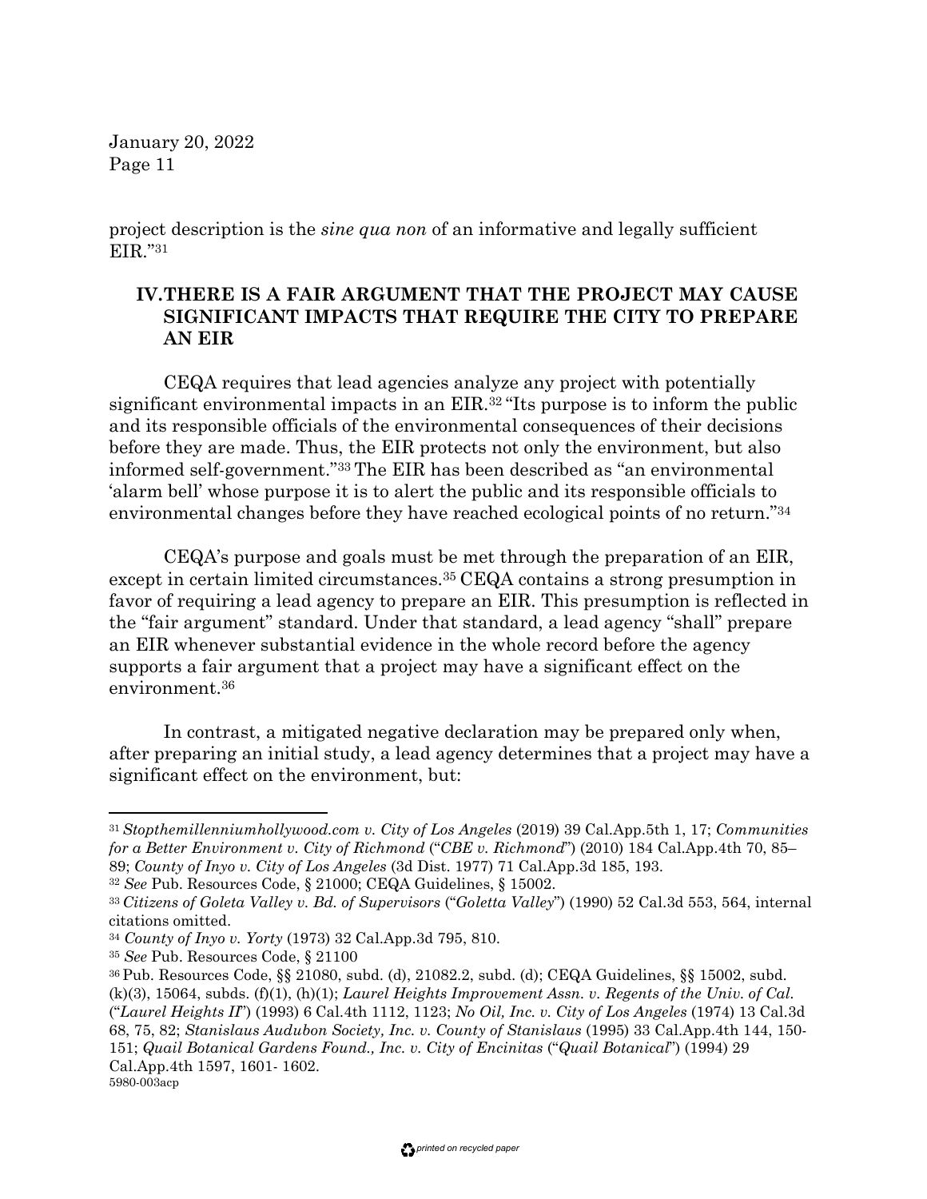project description is the *sine qua non* of an informative and legally sufficient EIR."[31]

## IV. THERE IS A FAIR ARGUMENT THAT THE PROJECT MAY CAUSE SIGNIFICANT IMPACTS THAT REQUIRE THE CITY TO PREPARE AN EIR

CEQA requires that lead agencies analyze any project with potentially significant environmental impacts in an EIR.[32] "Its purpose is to inform the public and its responsible officials of the environmental consequences of their decisions before they are made. Thus, the EIR protects not only the environment, but also informed self-government."[33] The EIR has been described as "an environmental 'alarm bell' whose purpose it is to alert the public and its responsible officials to environmental changes before they have reached ecological points of no return."[34]

CEQA's purpose and goals must be met through the preparation of an EIR, except in certain limited circumstances.[35] CEQA contains a strong presumption in favor of requiring a lead agency to prepare an EIR. This presumption is reflected in the "fair argument" standard. Under that standard, a lead agency "shall" prepare an EIR whenever substantial evidence in the whole record before the agency supports a fair argument that a project may have a significant effect on the environment.[36]

In contrast, a mitigated negative declaration may be prepared only when, after preparing an initial study, a lead agency determines that a project may have a significant effect on the environment, but:

---

[31] *Stopthemilleniumhollywood.com v. City of Los Angeles* (2019) 39 Cal.App.5th 1, 17; *Communities for a Better Environment v. City of Richmond* ("*CBE v. Richmond*") (2010) 184 Cal.App.4th 70, 85–89; *County of Inyo v. City of Los Angeles* (3d Dist. 1977) 71 Cal.App.3d 185, 193.

[32] *See* Pub. Resources Code, § 21000; CEQA Guidelines, § 15002.

[33] *Citizens of Goleta Valley v. Bd. of Supervisors* ("*Goletta Valley*") (1990) 52 Cal.3d 553, 564, internal citations omitted.

[34] *County of Inyo v. Yorty* (1973) 32 Cal.App.3d 795, 810.

[35] *See* Pub. Resources Code, § 21100

[36] Pub. Resources Code, §§ 21080, subd. (d), 21082.2, subd. (d); CEQA Guidelines, §§ 15002, subd. (k)(3), 15064, subds. (f)(1), (h)(1); *Laurel Heights Improvement Assn. v. Regents of the Univ. of Cal.* ("*Laurel Heights II*") (1993) 6 Cal.4th 1112, 1123; *No Oil, Inc. v. City of Los Angeles* (1974) 13 Cal.3d 68, 75, 82; *Stanislaus Audubon Society, Inc. v. County of Stanislaus* (1995) 33 Cal.App.4th 144, 150-151; *Quail Botanical Gardens Found., Inc. v. City of Encinitas* ("*Quail Botanical*") (1994) 29 Cal.App.4th 1597, 1601- 1602.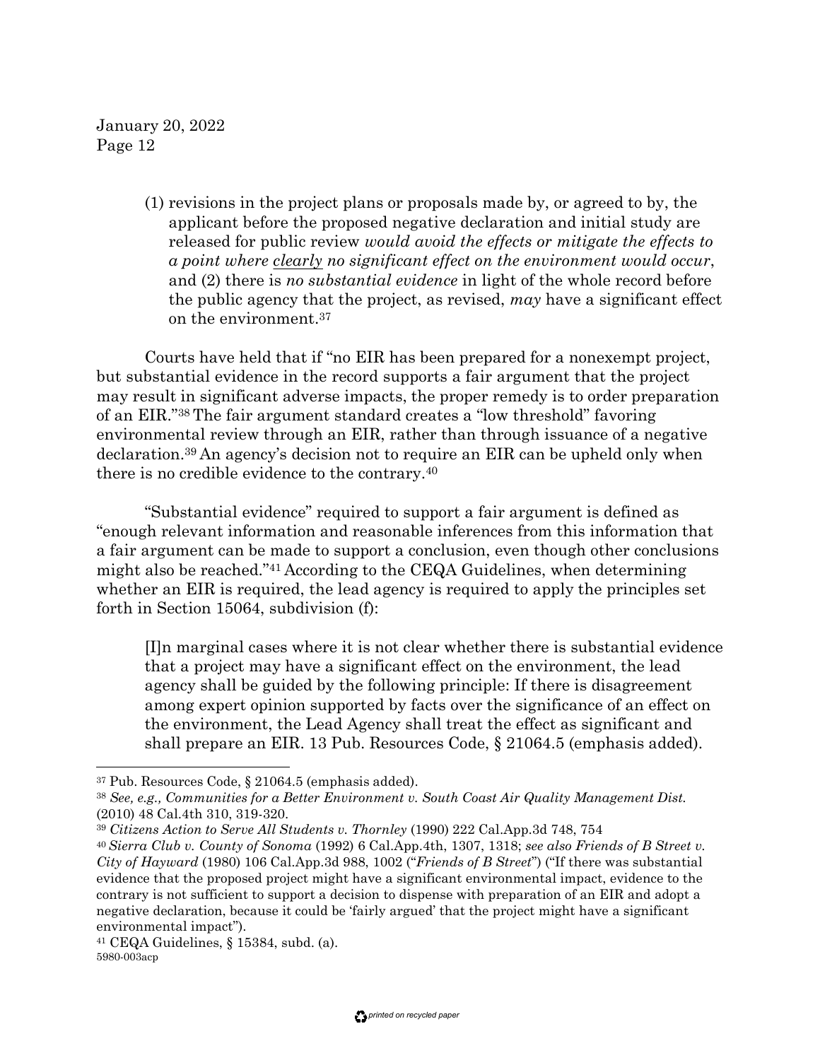(1) revisions in the project plans or proposals made by, or agreed to by, the applicant before the proposed negative declaration and initial study are released for public review *would avoid the effects or mitigate the effects to a point where clearly no significant effect on the environment would occur*, and (2) there is *no substantial evidence* in light of the whole record before the public agency that the project, as revised, *may* have a significant effect on the environment.[37]

Courts have held that if "no EIR has been prepared for a nonexempt project, but substantial evidence in the record supports a fair argument that the project may result in significant adverse impacts, the proper remedy is to order preparation of an EIR."[38] The fair argument standard creates a "low threshold" favoring environmental review through an EIR, rather than through issuance of a negative declaration.[39] An agency's decision not to require an EIR can be upheld only when there is no credible evidence to the contrary.[40]

"Substantial evidence" required to support a fair argument is defined as "enough relevant information and reasonable inferences from this information that a fair argument can be made to support a conclusion, even though other conclusions might also be reached."[41] According to the CEQA Guidelines, when determining whether an EIR is required, the lead agency is required to apply the principles set forth in Section 15064, subdivision (f):

> [I]n marginal cases where it is not clear whether there is substantial evidence that a project may have a significant effect on the environment, the lead agency shall be guided by the following principle: If there is disagreement among expert opinion supported by facts over the significance of an effect on the environment, the Lead Agency shall treat the effect as significant and shall prepare an EIR. 13 Pub. Resources Code, § 21064.5 (emphasis added).

---

[37] Pub. Resources Code, § 21064.5 (emphasis added).

[38] *See, e.g., Communities for a Better Environment v. South Coast Air Quality Management Dist.* (2010) 48 Cal.4th 310, 319-320.

[39] *Citizens Action to Serve All Students v. Thornley* (1990) 222 Cal.App.3d 748, 754

[40] *Sierra Club v. County of Sonoma* (1992) 6 Cal.App.4th, 1307, 1318; *see also Friends of B Street v. City of Hayward* (1980) 106 Cal.App.3d 988, 1002 ("*Friends of B Street*") ("If there was substantial evidence that the proposed project might have a significant environmental impact, evidence to the contrary is not sufficient to support a decision to dispense with preparation of an EIR and adopt a negative declaration, because it could be 'fairly argued' that the project might have a significant environmental impact").

[41] CEQA Guidelines, § 15384, subd. (a).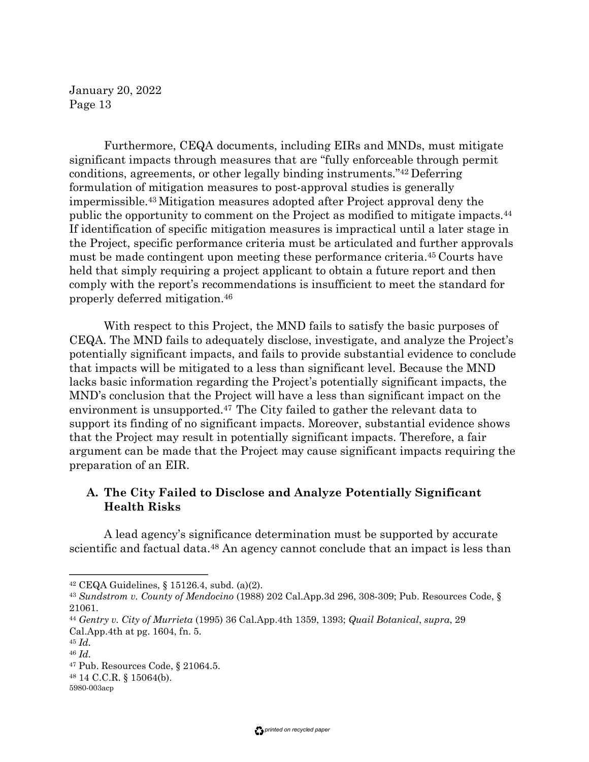Furthermore, CEQA documents, including EIRs and MNDs, must mitigate significant impacts through measures that are "fully enforceable through permit conditions, agreements, or other legally binding instruments."[42] Deferring formulation of mitigation measures to post-approval studies is generally impermissible.[43] Mitigation measures adopted after Project approval deny the public the opportunity to comment on the Project as modified to mitigate impacts.[44] If identification of specific mitigation measures is impractical until a later stage in the Project, specific performance criteria must be articulated and further approvals must be made contingent upon meeting these performance criteria.[45] Courts have held that simply requiring a project applicant to obtain a future report and then comply with the report's recommendations is insufficient to meet the standard for properly deferred mitigation.[46]

With respect to this Project, the MND fails to satisfy the basic purposes of CEQA. The MND fails to adequately disclose, investigate, and analyze the Project's potentially significant impacts, and fails to provide substantial evidence to conclude that impacts will be mitigated to a less than significant level. Because the MND lacks basic information regarding the Project's potentially significant impacts, the MND's conclusion that the Project will have a less than significant impact on the environment is unsupported.[47] The City failed to gather the relevant data to support its finding of no significant impacts. Moreover, substantial evidence shows that the Project may result in potentially significant impacts. Therefore, a fair argument can be made that the Project may cause significant impacts requiring the preparation of an EIR.

## A. The City Failed to Disclose and Analyze Potentially Significant Health Risks

A lead agency's significance determination must be supported by accurate scientific and factual data.[48] An agency cannot conclude that an impact is less than

---

[42] CEQA Guidelines, § 15126.4, subd. (a)(2).

[43] *Sundstrom v. County of Mendocino* (1988) 202 Cal.App.3d 296, 308-309; Pub. Resources Code, § 21061.

[44] *Gentry v. City of Murrieta* (1995) 36 Cal.App.4th 1359, 1393; *Quail Botanical*, *supra*, 29 Cal.App.4th at pg. 1604, fn. 5.

[45] *Id*.

[46] *Id*.

[47] Pub. Resources Code, § 21064.5.

[48] 14 C.C.R. § 15064(b).

5980-003acp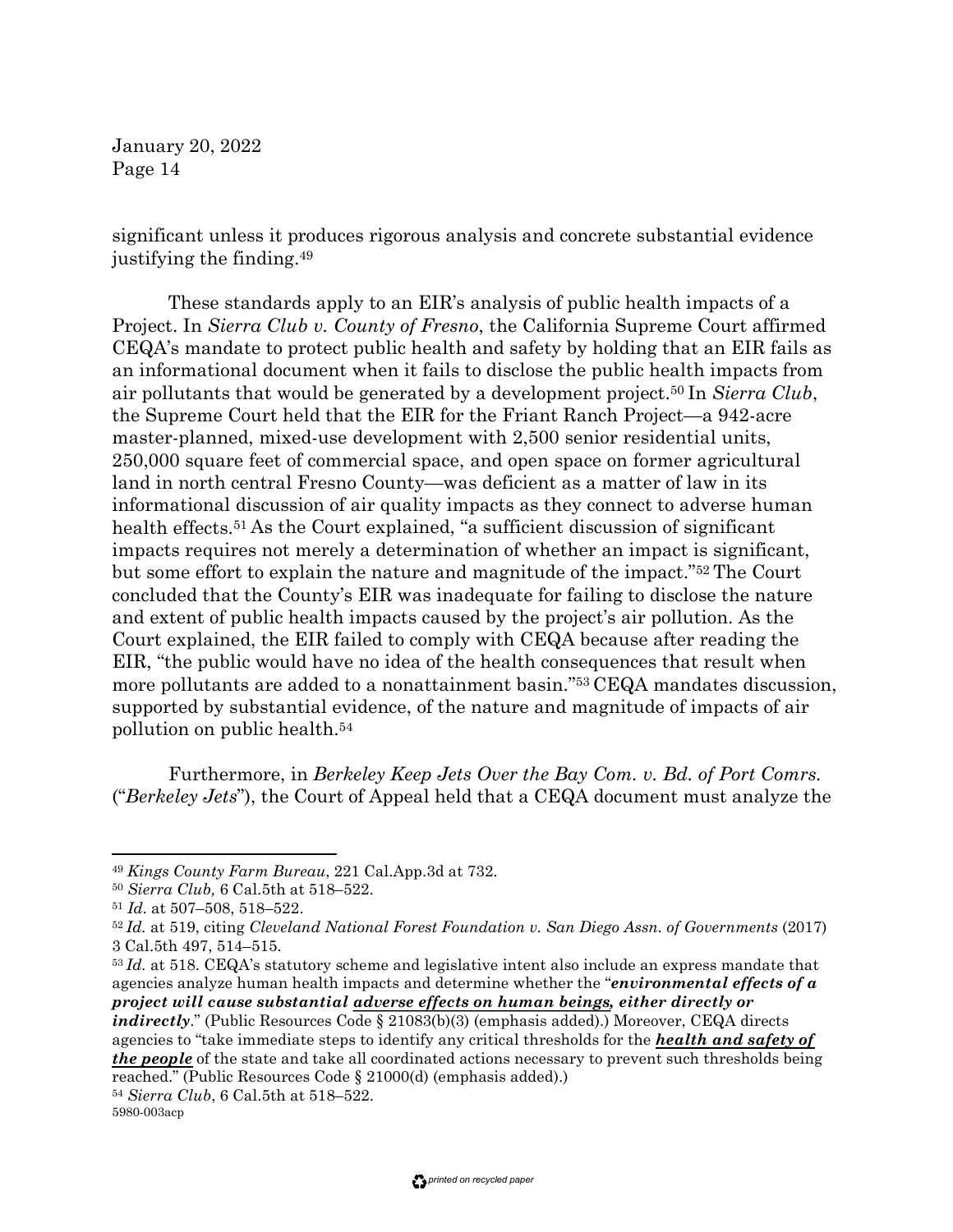significant unless it produces rigorous analysis and concrete substantial evidence justifying the finding.[49]

These standards apply to an EIR's analysis of public health impacts of a Project. In *Sierra Club v. County of Fresno*, the California Supreme Court affirmed CEQA's mandate to protect public health and safety by holding that an EIR fails as an informational document when it fails to disclose the public health impacts from air pollutants that would be generated by a development project.[50] In *Sierra Club*, the Supreme Court held that the EIR for the Friant Ranch Project—a 942-acre master-planned, mixed-use development with 2,500 senior residential units, 250,000 square feet of commercial space, and open space on former agricultural land in north central Fresno County—was deficient as a matter of law in its informational discussion of air quality impacts as they connect to adverse human health effects.[51] As the Court explained, "a sufficient discussion of significant impacts requires not merely a determination of whether an impact is significant, but some effort to explain the nature and magnitude of the impact."[52] The Court concluded that the County's EIR was inadequate for failing to disclose the nature and extent of public health impacts caused by the project's air pollution. As the Court explained, the EIR failed to comply with CEQA because after reading the EIR, "the public would have no idea of the health consequences that result when more pollutants are added to a nonattainment basin."[53] CEQA mandates discussion, supported by substantial evidence, of the nature and magnitude of impacts of air pollution on public health.[54]

Furthermore, in *Berkeley Keep Jets Over the Bay Com. v. Bd. of Port Comrs.* ("*Berkeley Jets*"), the Court of Appeal held that a CEQA document must analyze the

---

[49] *Kings County Farm Bureau*, 221 Cal.App.3d at 732.

[50] *Sierra Club,* 6 Cal.5th at 518–522.

[51] *Id.* at 507–508, 518–522.

[52] *Id.* at 519, citing *Cleveland National Forest Foundation v. San Diego Assn. of Governments* (2017) 3 Cal.5th 497, 514–515.

[53] *Id.* at 518. CEQA's statutory scheme and legislative intent also include an express mandate that agencies analyze human health impacts and determine whether the "***environmental effects of a project will cause substantial <u>adverse effects on human beings</u>, either directly or indirectly***." (Public Resources Code § 21083(b)(3) (emphasis added).) Moreover, CEQA directs agencies to "take immediate steps to identify any critical thresholds for the ***<u>health and safety of the people</u>*** of the state and take all coordinated actions necessary to prevent such thresholds being reached." (Public Resources Code § 21000(d) (emphasis added).)

[54] *Sierra Club*, 6 Cal.5th at 518–522.

5980-003acp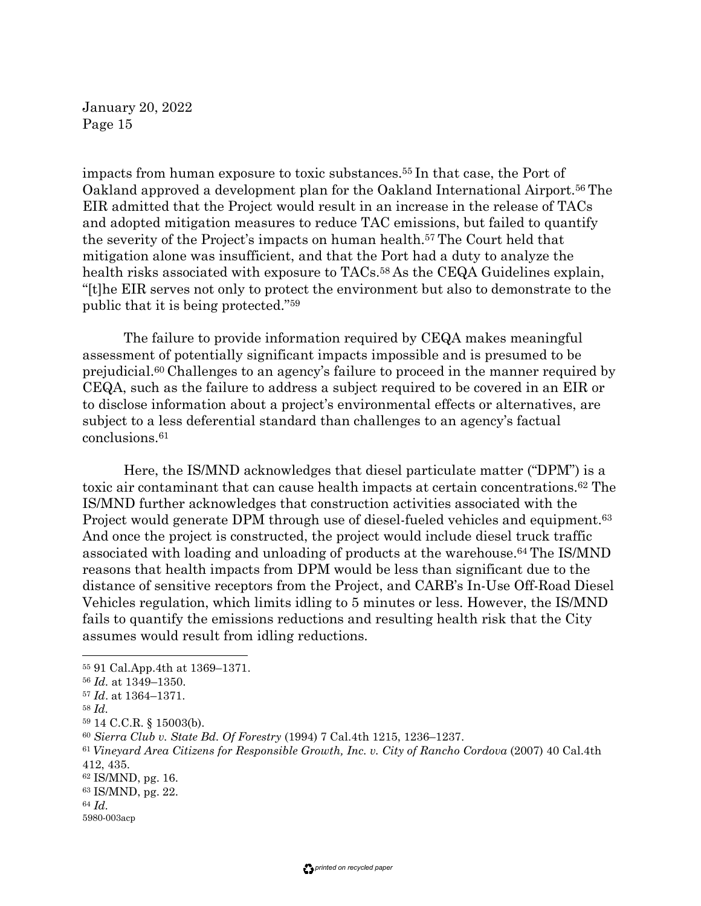impacts from human exposure to toxic substances.[55] In that case, the Port of Oakland approved a development plan for the Oakland International Airport.[56] The EIR admitted that the Project would result in an increase in the release of TACs and adopted mitigation measures to reduce TAC emissions, but failed to quantify the severity of the Project's impacts on human health.[57] The Court held that mitigation alone was insufficient, and that the Port had a duty to analyze the health risks associated with exposure to TACs.[58] As the CEQA Guidelines explain, "[t]he EIR serves not only to protect the environment but also to demonstrate to the public that it is being protected."[59]

The failure to provide information required by CEQA makes meaningful assessment of potentially significant impacts impossible and is presumed to be prejudicial.[60] Challenges to an agency's failure to proceed in the manner required by CEQA, such as the failure to address a subject required to be covered in an EIR or to disclose information about a project's environmental effects or alternatives, are subject to a less deferential standard than challenges to an agency's factual conclusions.[61]

Here, the IS/MND acknowledges that diesel particulate matter ("DPM") is a toxic air contaminant that can cause health impacts at certain concentrations.[62] The IS/MND further acknowledges that construction activities associated with the Project would generate DPM through use of diesel-fueled vehicles and equipment.[63] And once the project is constructed, the project would include diesel truck traffic associated with loading and unloading of products at the warehouse.[64] The IS/MND reasons that health impacts from DPM would be less than significant due to the distance of sensitive receptors from the Project, and CARB's In-Use Off-Road Diesel Vehicles regulation, which limits idling to 5 minutes or less. However, the IS/MND fails to quantify the emissions reductions and resulting health risk that the City assumes would result from idling reductions.

---

[55] 91 Cal.App.4th at 1369–1371.

[56] *Id*. at 1349–1350.

[57] *Id*. at 1364–1371.

[58] *Id*.

[59] 14 C.C.R. § 15003(b).

[60] *Sierra Club v. State Bd. Of Forestry* (1994) 7 Cal.4th 1215, 1236–1237.

[61] *Vineyard Area Citizens for Responsible Growth, Inc. v. City of Rancho Cordova* (2007) 40 Cal.4th 412, 435.

[62] IS/MND, pg. 16.

[63] IS/MND, pg. 22.

[64] *Id*.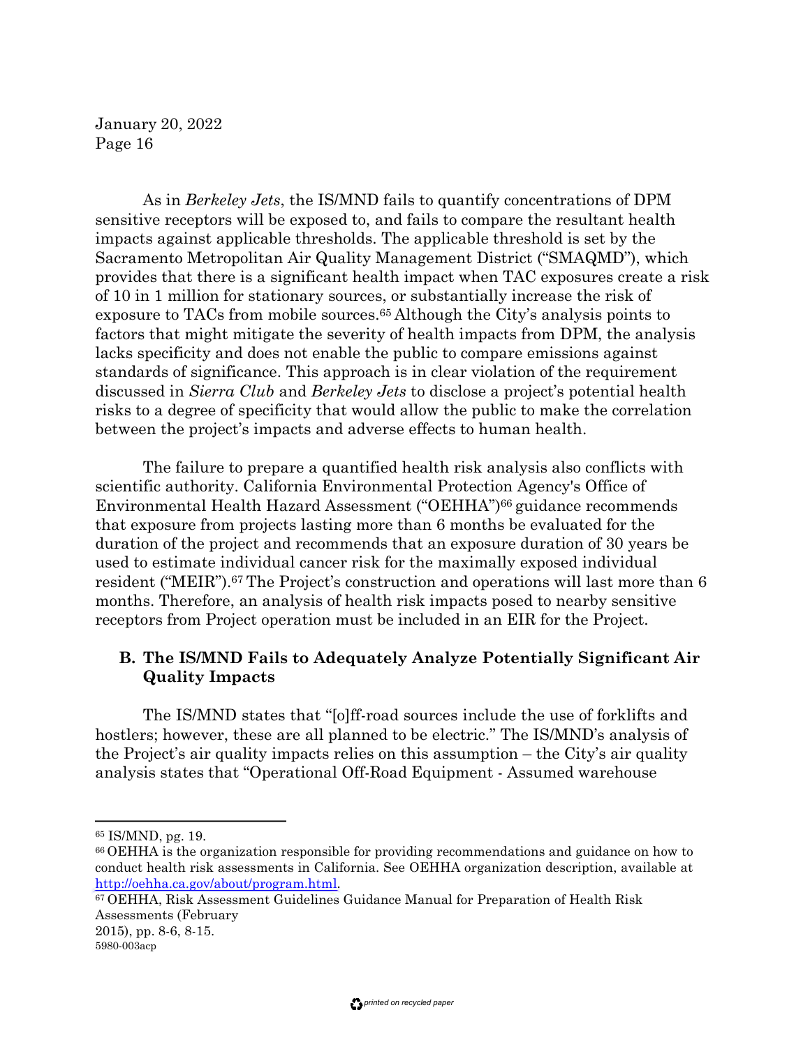As in *Berkeley Jets*, the IS/MND fails to quantify concentrations of DPM sensitive receptors will be exposed to, and fails to compare the resultant health impacts against applicable thresholds. The applicable threshold is set by the Sacramento Metropolitan Air Quality Management District ("SMAQMD"), which provides that there is a significant health impact when TAC exposures create a risk of 10 in 1 million for stationary sources, or substantially increase the risk of exposure to TACs from mobile sources.[65] Although the City's analysis points to factors that might mitigate the severity of health impacts from DPM, the analysis lacks specificity and does not enable the public to compare emissions against standards of significance. This approach is in clear violation of the requirement discussed in *Sierra Club* and *Berkeley Jets* to disclose a project's potential health risks to a degree of specificity that would allow the public to make the correlation between the project's impacts and adverse effects to human health.

The failure to prepare a quantified health risk analysis also conflicts with scientific authority. California Environmental Protection Agency's Office of Environmental Health Hazard Assessment ("OEHHA")[66] guidance recommends that exposure from projects lasting more than 6 months be evaluated for the duration of the project and recommends that an exposure duration of 30 years be used to estimate individual cancer risk for the maximally exposed individual resident ("MEIR").[67] The Project's construction and operations will last more than 6 months. Therefore, an analysis of health risk impacts posed to nearby sensitive receptors from Project operation must be included in an EIR for the Project.

### B. The IS/MND Fails to Adequately Analyze Potentially Significant Air Quality Impacts

The IS/MND states that "[o]ff-road sources include the use of forklifts and hostlers; however, these are all planned to be electric." The IS/MND's analysis of the Project's air quality impacts relies on this assumption – the City's air quality analysis states that "Operational Off-Road Equipment - Assumed warehouse

---

[65] IS/MND, pg. 19.

[66] OEHHA is the organization responsible for providing recommendations and guidance on how to conduct health risk assessments in California. See OEHHA organization description, available at http://oehha.ca.gov/about/program.html.

[67] OEHHA, Risk Assessment Guidelines Guidance Manual for Preparation of Health Risk Assessments (February 2015), pp. 8-6, 8-15.

5980-003acp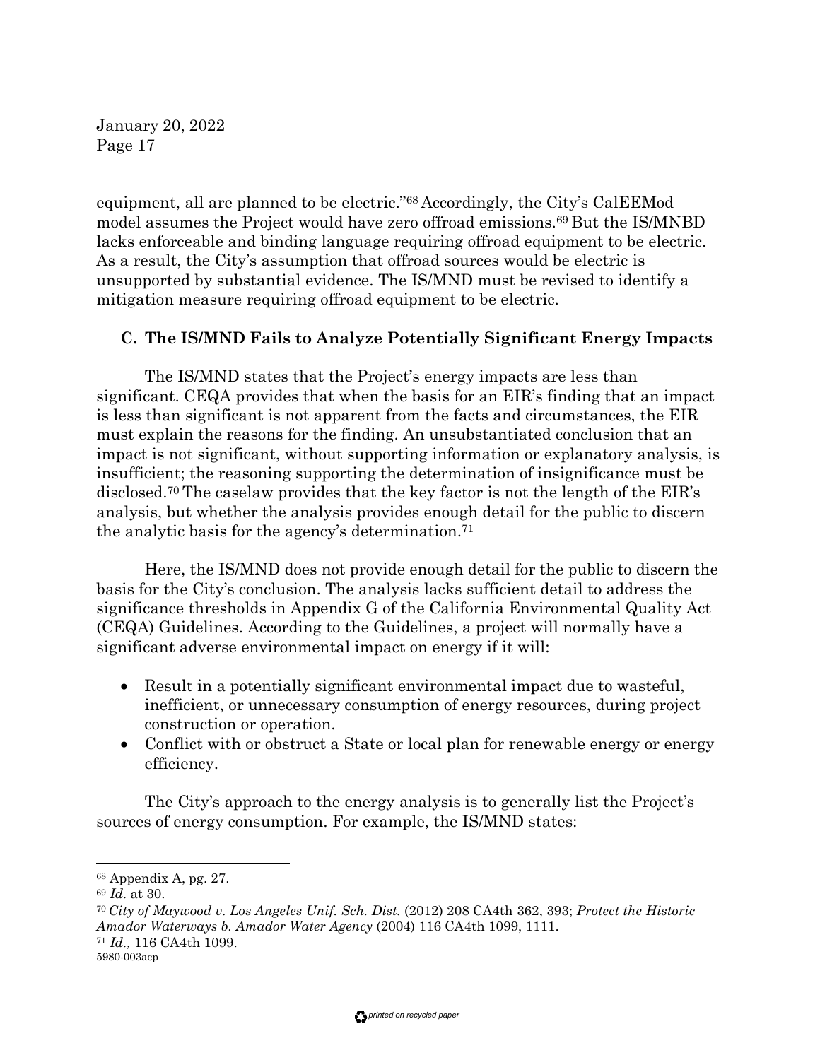equipment, all are planned to be electric."[68] Accordingly, the City's CalEEMod model assumes the Project would have zero offroad emissions.[69] But the IS/MNBD lacks enforceable and binding language requiring offroad equipment to be electric. As a result, the City's assumption that offroad sources would be electric is unsupported by substantial evidence. The IS/MND must be revised to identify a mitigation measure requiring offroad equipment to be electric.

### C. The IS/MND Fails to Analyze Potentially Significant Energy Impacts

The IS/MND states that the Project's energy impacts are less than significant. CEQA provides that when the basis for an EIR's finding that an impact is less than significant is not apparent from the facts and circumstances, the EIR must explain the reasons for the finding. An unsubstantiated conclusion that an impact is not significant, without supporting information or explanatory analysis, is insufficient; the reasoning supporting the determination of insignificance must be disclosed.[70] The caselaw provides that the key factor is not the length of the EIR's analysis, but whether the analysis provides enough detail for the public to discern the analytic basis for the agency's determination.[71]

Here, the IS/MND does not provide enough detail for the public to discern the basis for the City's conclusion. The analysis lacks sufficient detail to address the significance thresholds in Appendix G of the California Environmental Quality Act (CEQA) Guidelines. According to the Guidelines, a project will normally have a significant adverse environmental impact on energy if it will:

- Result in a potentially significant environmental impact due to wasteful, inefficient, or unnecessary consumption of energy resources, during project construction or operation.
- Conflict with or obstruct a State or local plan for renewable energy or energy efficiency.

The City's approach to the energy analysis is to generally list the Project's sources of energy consumption. For example, the IS/MND states:

---

[68] Appendix A, pg. 27.

[69] *Id.* at 30.

[70] *City of Maywood v. Los Angeles Unif. Sch. Dist.* (2012) 208 CA4th 362, 393; *Protect the Historic Amador Waterways b. Amador Water Agency* (2004) 116 CA4th 1099, 1111.

[71] *Id.,* 116 CA4th 1099.

5980-003acp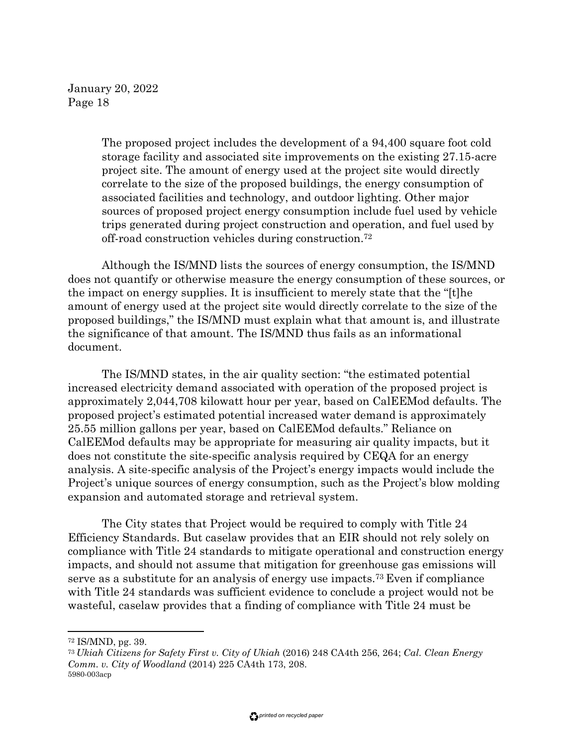> The proposed project includes the development of a 94,400 square foot cold storage facility and associated site improvements on the existing 27.15-acre project site. The amount of energy used at the project site would directly correlate to the size of the proposed buildings, the energy consumption of associated facilities and technology, and outdoor lighting. Other major sources of proposed project energy consumption include fuel used by vehicle trips generated during project construction and operation, and fuel used by off-road construction vehicles during construction.[72]

Although the IS/MND lists the sources of energy consumption, the IS/MND does not quantify or otherwise measure the energy consumption of these sources, or the impact on energy supplies. It is insufficient to merely state that the "[t]he amount of energy used at the project site would directly correlate to the size of the proposed buildings," the IS/MND must explain what that amount is, and illustrate the significance of that amount. The IS/MND thus fails as an informational document.

The IS/MND states, in the air quality section: "the estimated potential increased electricity demand associated with operation of the proposed project is approximately 2,044,708 kilowatt hour per year, based on CalEEMod defaults. The proposed project's estimated potential increased water demand is approximately 25.55 million gallons per year, based on CalEEMod defaults." Reliance on CalEEMod defaults may be appropriate for measuring air quality impacts, but it does not constitute the site-specific analysis required by CEQA for an energy analysis. A site-specific analysis of the Project's energy impacts would include the Project's unique sources of energy consumption, such as the Project's blow molding expansion and automated storage and retrieval system.

The City states that Project would be required to comply with Title 24 Efficiency Standards. But caselaw provides that an EIR should not rely solely on compliance with Title 24 standards to mitigate operational and construction energy impacts, and should not assume that mitigation for greenhouse gas emissions will serve as a substitute for an analysis of energy use impacts.[73] Even if compliance with Title 24 standards was sufficient evidence to conclude a project would not be wasteful, caselaw provides that a finding of compliance with Title 24 must be

---

[72] IS/MND, pg. 39.

[73] *Ukiah Citizens for Safety First v. City of Ukiah* (2016) 248 CA4th 256, 264; *Cal. Clean Energy Comm. v. City of Woodland* (2014) 225 CA4th 173, 208.

5980-003acp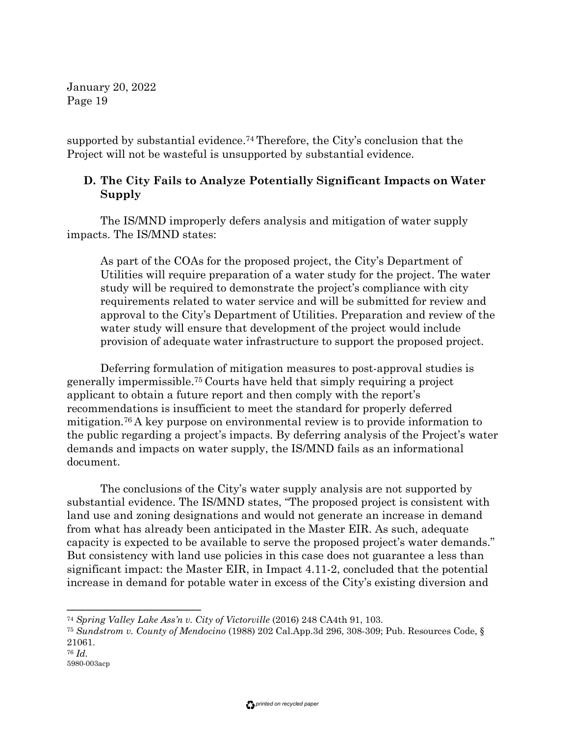supported by substantial evidence.[74] Therefore, the City's conclusion that the Project will not be wasteful is unsupported by substantial evidence.

### D. The City Fails to Analyze Potentially Significant Impacts on Water Supply

The IS/MND improperly defers analysis and mitigation of water supply impacts. The IS/MND states:

> As part of the COAs for the proposed project, the City's Department of Utilities will require preparation of a water study for the project. The water study will be required to demonstrate the project's compliance with city requirements related to water service and will be submitted for review and approval to the City's Department of Utilities. Preparation and review of the water study will ensure that development of the project would include provision of adequate water infrastructure to support the proposed project.

Deferring formulation of mitigation measures to post-approval studies is generally impermissible.[75] Courts have held that simply requiring a project applicant to obtain a future report and then comply with the report's recommendations is insufficient to meet the standard for properly deferred mitigation.[76] A key purpose on environmental review is to provide information to the public regarding a project's impacts. By deferring analysis of the Project's water demands and impacts on water supply, the IS/MND fails as an informational document.

The conclusions of the City's water supply analysis are not supported by substantial evidence. The IS/MND states, "The proposed project is consistent with land use and zoning designations and would not generate an increase in demand from what has already been anticipated in the Master EIR. As such, adequate capacity is expected to be available to serve the proposed project's water demands." But consistency with land use policies in this case does not guarantee a less than significant impact: the Master EIR, in Impact 4.11-2, concluded that the potential increase in demand for potable water in excess of the City's existing diversion and

---

[74] *Spring Valley Lake Ass'n v. City of Victorville* (2016) 248 CA4th 91, 103.

[75] *Sundstrom v. County of Mendocino* (1988) 202 Cal.App.3d 296, 308-309; Pub. Resources Code, § 21061.

[76] *Id.*

5980-003acp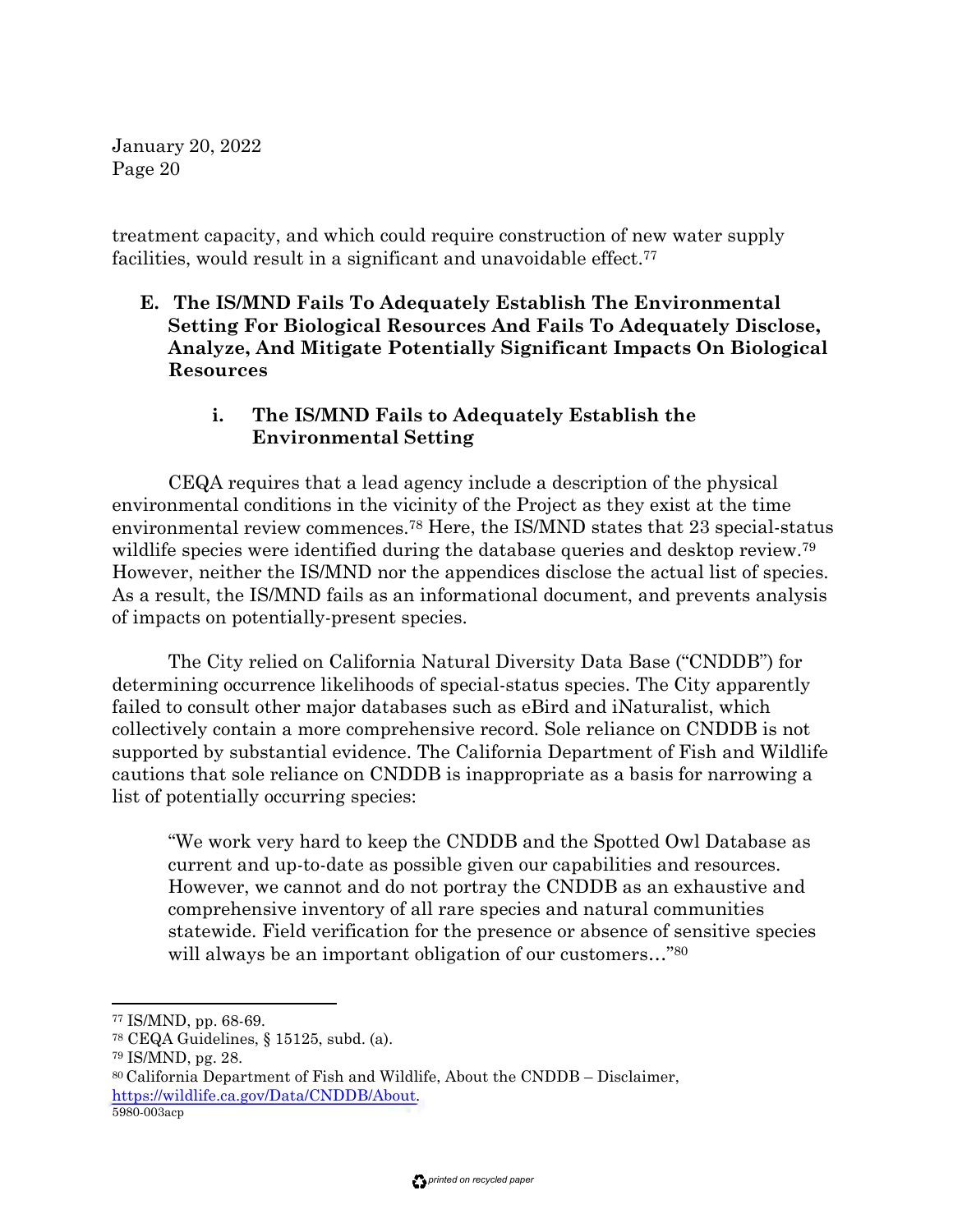treatment capacity, and which could require construction of new water supply facilities, would result in a significant and unavoidable effect.[77]

### E. The IS/MND Fails To Adequately Establish The Environmental Setting For Biological Resources And Fails To Adequately Disclose, Analyze, And Mitigate Potentially Significant Impacts On Biological Resources

#### i. The IS/MND Fails to Adequately Establish the Environmental Setting

CEQA requires that a lead agency include a description of the physical environmental conditions in the vicinity of the Project as they exist at the time environmental review commences.[78] Here, the IS/MND states that 23 special-status wildlife species were identified during the database queries and desktop review.[79] However, neither the IS/MND nor the appendices disclose the actual list of species. As a result, the IS/MND fails as an informational document, and prevents analysis of impacts on potentially-present species.

The City relied on California Natural Diversity Data Base ("CNDDB") for determining occurrence likelihoods of special-status species. The City apparently failed to consult other major databases such as eBird and iNaturalist, which collectively contain a more comprehensive record. Sole reliance on CNDDB is not supported by substantial evidence. The California Department of Fish and Wildlife cautions that sole reliance on CNDDB is inappropriate as a basis for narrowing a list of potentially occurring species:

> "We work very hard to keep the CNDDB and the Spotted Owl Database as current and up-to-date as possible given our capabilities and resources. However, we cannot and do not portray the CNDDB as an exhaustive and comprehensive inventory of all rare species and natural communities statewide. Field verification for the presence or absence of sensitive species will always be an important obligation of our customers…"[80]

---

[77] IS/MND, pp. 68-69.

[78] CEQA Guidelines, § 15125, subd. (a).

[79] IS/MND, pg. 28.

[80] California Department of Fish and Wildlife, About the CNDDB – Disclaimer, https://wildlife.ca.gov/Data/CNDDB/About.

5980-003acp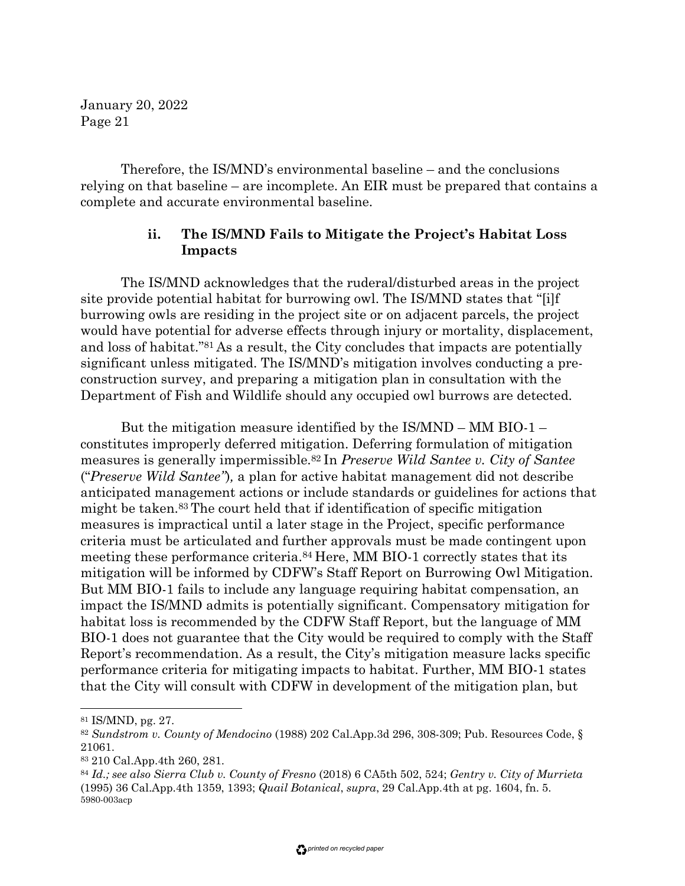Therefore, the IS/MND's environmental baseline – and the conclusions relying on that baseline – are incomplete. An EIR must be prepared that contains a complete and accurate environmental baseline.

### ii. The IS/MND Fails to Mitigate the Project's Habitat Loss Impacts

The IS/MND acknowledges that the ruderal/disturbed areas in the project site provide potential habitat for burrowing owl. The IS/MND states that "[i]f burrowing owls are residing in the project site or on adjacent parcels, the project would have potential for adverse effects through injury or mortality, displacement, and loss of habitat."[81] As a result, the City concludes that impacts are potentially significant unless mitigated. The IS/MND's mitigation involves conducting a pre-construction survey, and preparing a mitigation plan in consultation with the Department of Fish and Wildlife should any occupied owl burrows are detected.

But the mitigation measure identified by the IS/MND – MM BIO-1 – constitutes improperly deferred mitigation. Deferring formulation of mitigation measures is generally impermissible.[82] In *Preserve Wild Santee v. City of Santee* ("*Preserve Wild Santee*"), a plan for active habitat management did not describe anticipated management actions or include standards or guidelines for actions that might be taken.[83] The court held that if identification of specific mitigation measures is impractical until a later stage in the Project, specific performance criteria must be articulated and further approvals must be made contingent upon meeting these performance criteria.[84] Here, MM BIO-1 correctly states that its mitigation will be informed by CDFW's Staff Report on Burrowing Owl Mitigation. But MM BIO-1 fails to include any language requiring habitat compensation, an impact the IS/MND admits is potentially significant. Compensatory mitigation for habitat loss is recommended by the CDFW Staff Report, but the language of MM BIO-1 does not guarantee that the City would be required to comply with the Staff Report's recommendation. As a result, the City's mitigation measure lacks specific performance criteria for mitigating impacts to habitat. Further, MM BIO-1 states that the City will consult with CDFW in development of the mitigation plan, but

---

[81] IS/MND, pg. 27.

[82] *Sundstrom v. County of Mendocino* (1988) 202 Cal.App.3d 296, 308-309; Pub. Resources Code, § 21061.

[83] 210 Cal.App.4th 260, 281.

[84] *Id.; see also Sierra Club v. County of Fresno* (2018) 6 CA5th 502, 524; *Gentry v. City of Murrieta* (1995) 36 Cal.App.4th 1359, 1393; *Quail Botanical*, *supra*, 29 Cal.App.4th at pg. 1604, fn. 5.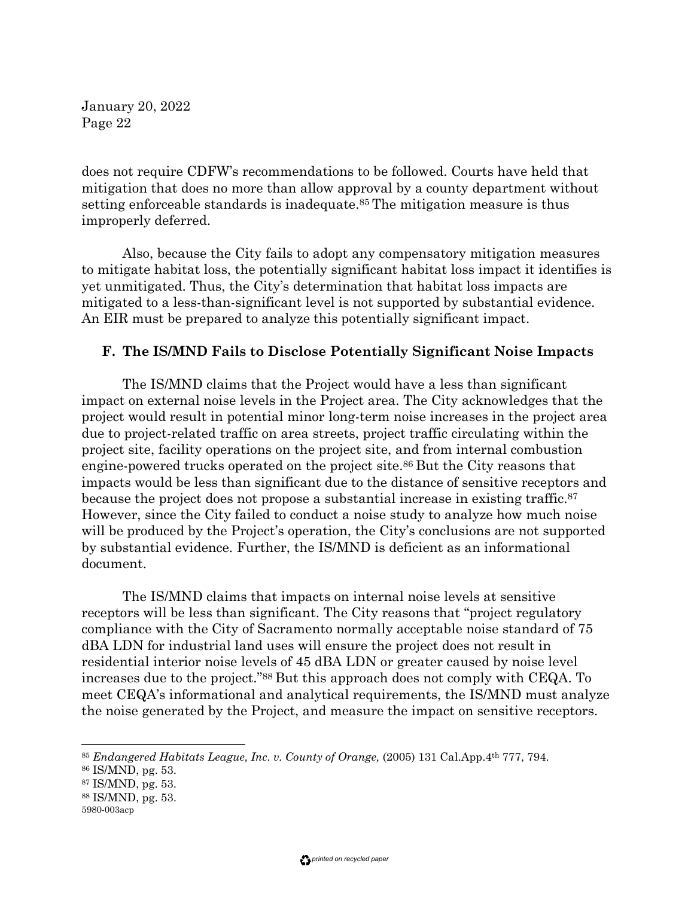does not require CDFW's recommendations to be followed. Courts have held that mitigation that does no more than allow approval by a county department without setting enforceable standards is inadequate.[85] The mitigation measure is thus improperly deferred.

Also, because the City fails to adopt any compensatory mitigation measures to mitigate habitat loss, the potentially significant habitat loss impact it identifies is yet unmitigated. Thus, the City's determination that habitat loss impacts are mitigated to a less-than-significant level is not supported by substantial evidence. An EIR must be prepared to analyze this potentially significant impact.

### F. The IS/MND Fails to Disclose Potentially Significant Noise Impacts

The IS/MND claims that the Project would have a less than significant impact on external noise levels in the Project area. The City acknowledges that the project would result in potential minor long-term noise increases in the project area due to project-related traffic on area streets, project traffic circulating within the project site, facility operations on the project site, and from internal combustion engine-powered trucks operated on the project site.[86] But the City reasons that impacts would be less than significant due to the distance of sensitive receptors and because the project does not propose a substantial increase in existing traffic.[87] However, since the City failed to conduct a noise study to analyze how much noise will be produced by the Project's operation, the City's conclusions are not supported by substantial evidence. Further, the IS/MND is deficient as an informational document.

The IS/MND claims that impacts on internal noise levels at sensitive receptors will be less than significant. The City reasons that "project regulatory compliance with the City of Sacramento normally acceptable noise standard of 75 dBA LDN for industrial land uses will ensure the project does not result in residential interior noise levels of 45 dBA LDN or greater caused by noise level increases due to the project."[88] But this approach does not comply with CEQA. To meet CEQA's informational and analytical requirements, the IS/MND must analyze the noise generated by the Project, and measure the impact on sensitive receptors.

---

[85] *Endangered Habitats League, Inc. v. County of Orange,* (2005) 131 Cal.App.4th 777, 794.
[86] IS/MND, pg. 53.
[87] IS/MND, pg. 53.
[88] IS/MND, pg. 53.

5980-003acp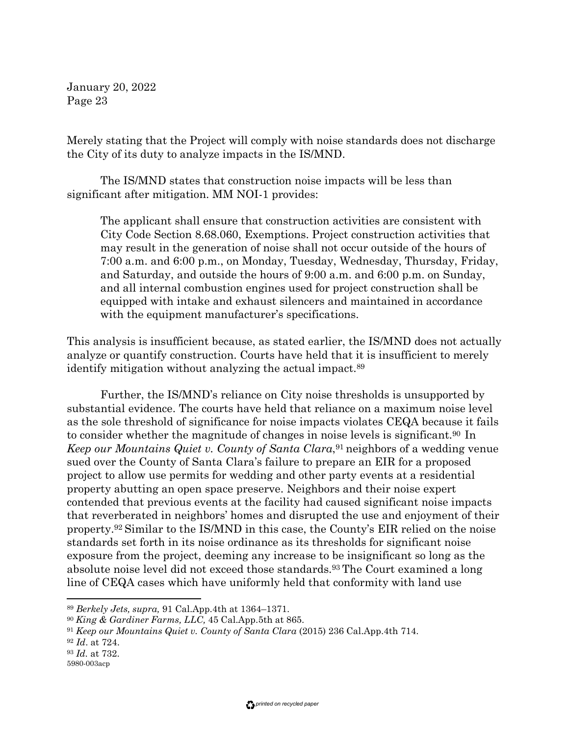Merely stating that the Project will comply with noise standards does not discharge the City of its duty to analyze impacts in the IS/MND.

The IS/MND states that construction noise impacts will be less than significant after mitigation. MM NOI-1 provides:

> The applicant shall ensure that construction activities are consistent with City Code Section 8.68.060, Exemptions. Project construction activities that may result in the generation of noise shall not occur outside of the hours of 7:00 a.m. and 6:00 p.m., on Monday, Tuesday, Wednesday, Thursday, Friday, and Saturday, and outside the hours of 9:00 a.m. and 6:00 p.m. on Sunday, and all internal combustion engines used for project construction shall be equipped with intake and exhaust silencers and maintained in accordance with the equipment manufacturer's specifications.

This analysis is insufficient because, as stated earlier, the IS/MND does not actually analyze or quantify construction. Courts have held that it is insufficient to merely identify mitigation without analyzing the actual impact.[89]

Further, the IS/MND's reliance on City noise thresholds is unsupported by substantial evidence. The courts have held that reliance on a maximum noise level as the sole threshold of significance for noise impacts violates CEQA because it fails to consider whether the magnitude of changes in noise levels is significant.[90] In *Keep our Mountains Quiet v. County of Santa Clara*,[91] neighbors of a wedding venue sued over the County of Santa Clara's failure to prepare an EIR for a proposed project to allow use permits for wedding and other party events at a residential property abutting an open space preserve. Neighbors and their noise expert contended that previous events at the facility had caused significant noise impacts that reverberated in neighbors' homes and disrupted the use and enjoyment of their property.[92] Similar to the IS/MND in this case, the County's EIR relied on the noise standards set forth in its noise ordinance as its thresholds for significant noise exposure from the project, deeming any increase to be insignificant so long as the absolute noise level did not exceed those standards.[93] The Court examined a long line of CEQA cases which have uniformly held that conformity with land use

---

[89] *Berkely Jets, supra,* 91 Cal.App.4th at 1364–1371.

[90] *King & Gardiner Farms, LLC,* 45 Cal.App.5th at 865.

[91] *Keep our Mountains Quiet v. County of Santa Clara* (2015) 236 Cal.App.4th 714.

[92] *Id*. at 724.

[93] *Id.* at 732.

5980-003acp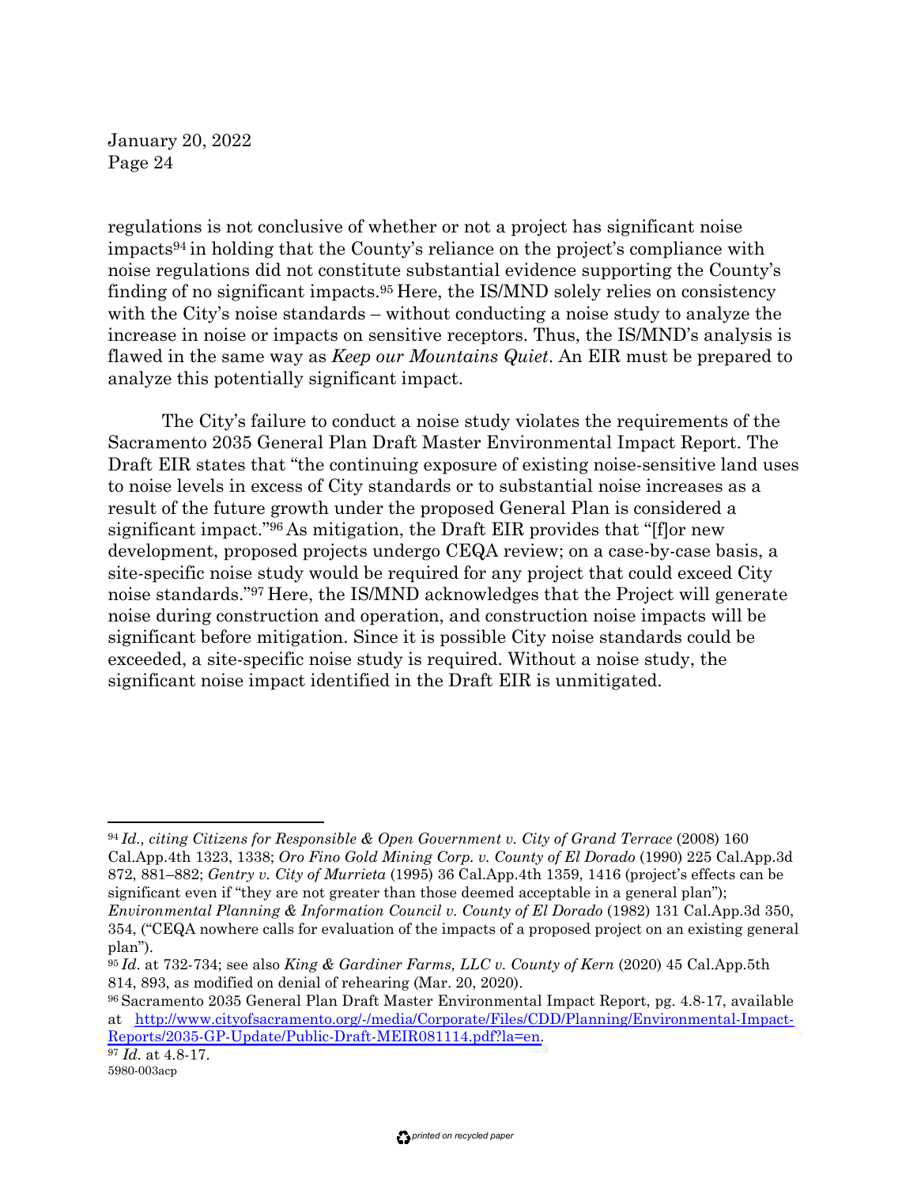regulations is not conclusive of whether or not a project has significant noise impacts[94] in holding that the County's reliance on the project's compliance with noise regulations did not constitute substantial evidence supporting the County's finding of no significant impacts.[95] Here, the IS/MND solely relies on consistency with the City's noise standards – without conducting a noise study to analyze the increase in noise or impacts on sensitive receptors. Thus, the IS/MND's analysis is flawed in the same way as *Keep our Mountains Quiet*. An EIR must be prepared to analyze this potentially significant impact.

The City's failure to conduct a noise study violates the requirements of the Sacramento 2035 General Plan Draft Master Environmental Impact Report. The Draft EIR states that "the continuing exposure of existing noise-sensitive land uses to noise levels in excess of City standards or to substantial noise increases as a result of the future growth under the proposed General Plan is considered a significant impact."[96] As mitigation, the Draft EIR provides that "[f]or new development, proposed projects undergo CEQA review; on a case-by-case basis, a site-specific noise study would be required for any project that could exceed City noise standards."[97] Here, the IS/MND acknowledges that the Project will generate noise during construction and operation, and construction noise impacts will be significant before mitigation. Since it is possible City noise standards could be exceeded, a site-specific noise study is required. Without a noise study, the significant noise impact identified in the Draft EIR is unmitigated.

---

[94] *Id., citing Citizens for Responsible & Open Government v. City of Grand Terrace* (2008) 160 Cal.App.4th 1323, 1338; *Oro Fino Gold Mining Corp. v. County of El Dorado* (1990) 225 Cal.App.3d 872, 881–882; *Gentry v. City of Murrieta* (1995) 36 Cal.App.4th 1359, 1416 (project's effects can be significant even if "they are not greater than those deemed acceptable in a general plan"); *Environmental Planning & Information Council v. County of El Dorado* (1982) 131 Cal.App.3d 350, 354, ("CEQA nowhere calls for evaluation of the impacts of a proposed project on an existing general plan").

[95] *Id*. at 732-734; see also *King & Gardiner Farms, LLC v. County of Kern* (2020) 45 Cal.App.5th 814, 893, as modified on denial of rehearing (Mar. 20, 2020).

[96] Sacramento 2035 General Plan Draft Master Environmental Impact Report, pg. 4.8-17, available at [http://www.cityofsacramento.org/-/media/Corporate/Files/CDD/Planning/Environmental-Impact-Reports/2035-GP-Update/Public-Draft-MEIR081114.pdf?la=en](http://www.cityofsacramento.org/-/media/Corporate/Files/CDD/Planning/Environmental-Impact-Reports/2035-GP-Update/Public-Draft-MEIR081114.pdf?la=en).

[97] *Id.* at 4.8-17.

5980-003acp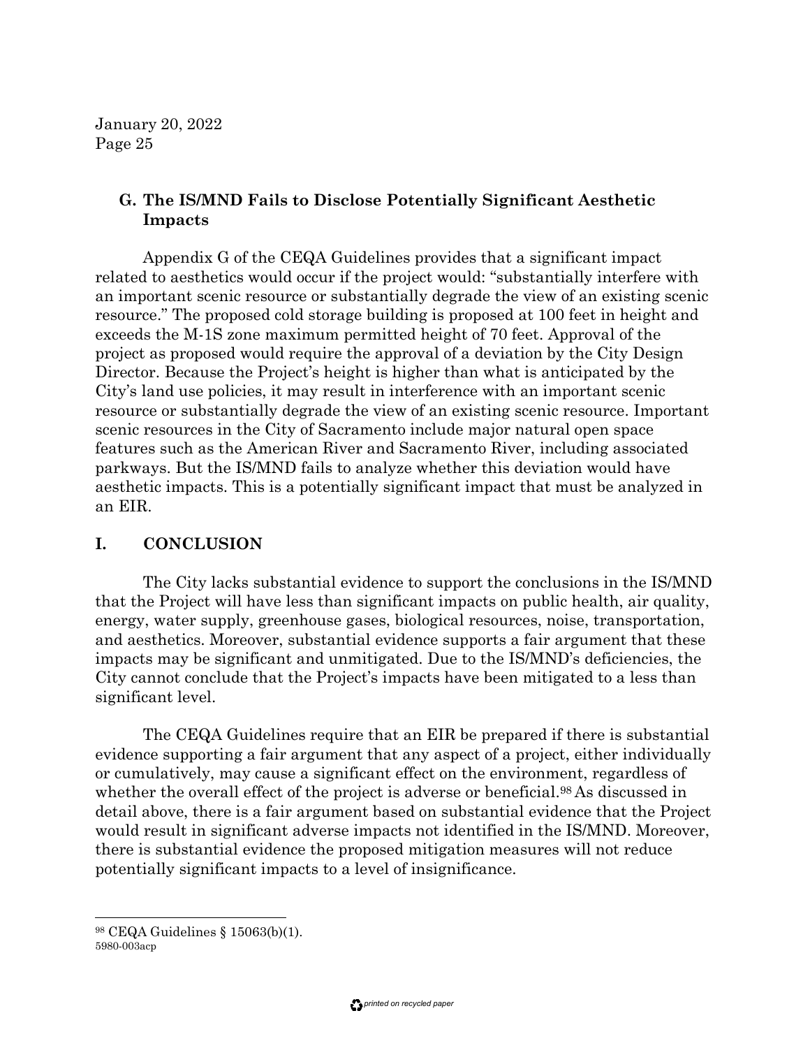## G. The IS/MND Fails to Disclose Potentially Significant Aesthetic Impacts

Appendix G of the CEQA Guidelines provides that a significant impact related to aesthetics would occur if the project would: "substantially interfere with an important scenic resource or substantially degrade the view of an existing scenic resource." The proposed cold storage building is proposed at 100 feet in height and exceeds the M-1S zone maximum permitted height of 70 feet. Approval of the project as proposed would require the approval of a deviation by the City Design Director. Because the Project's height is higher than what is anticipated by the City's land use policies, it may result in interference with an important scenic resource or substantially degrade the view of an existing scenic resource. Important scenic resources in the City of Sacramento include major natural open space features such as the American River and Sacramento River, including associated parkways. But the IS/MND fails to analyze whether this deviation would have aesthetic impacts. This is a potentially significant impact that must be analyzed in an EIR.

## I. CONCLUSION

The City lacks substantial evidence to support the conclusions in the IS/MND that the Project will have less than significant impacts on public health, air quality, energy, water supply, greenhouse gases, biological resources, noise, transportation, and aesthetics. Moreover, substantial evidence supports a fair argument that these impacts may be significant and unmitigated. Due to the IS/MND's deficiencies, the City cannot conclude that the Project's impacts have been mitigated to a less than significant level.

The CEQA Guidelines require that an EIR be prepared if there is substantial evidence supporting a fair argument that any aspect of a project, either individually or cumulatively, may cause a significant effect on the environment, regardless of whether the overall effect of the project is adverse or beneficial.[98] As discussed in detail above, there is a fair argument based on substantial evidence that the Project would result in significant adverse impacts not identified in the IS/MND. Moreover, there is substantial evidence the proposed mitigation measures will not reduce potentially significant impacts to a level of insignificance.

---

[98] CEQA Guidelines § 15063(b)(1).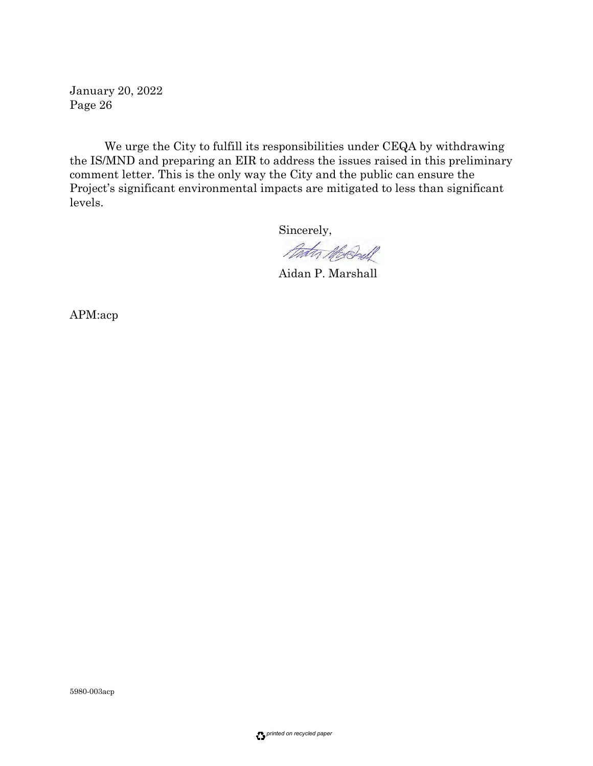We urge the City to fulfill its responsibilities under CEQA by withdrawing the IS/MND and preparing an EIR to address the issues raised in this preliminary comment letter. This is the only way the City and the public can ensure the Project's significant environmental impacts are mitigated to less than significant levels.

Sincerely,

Aidan P. Marshall

APM:acp

5980-003acp

*printed on recycled paper*